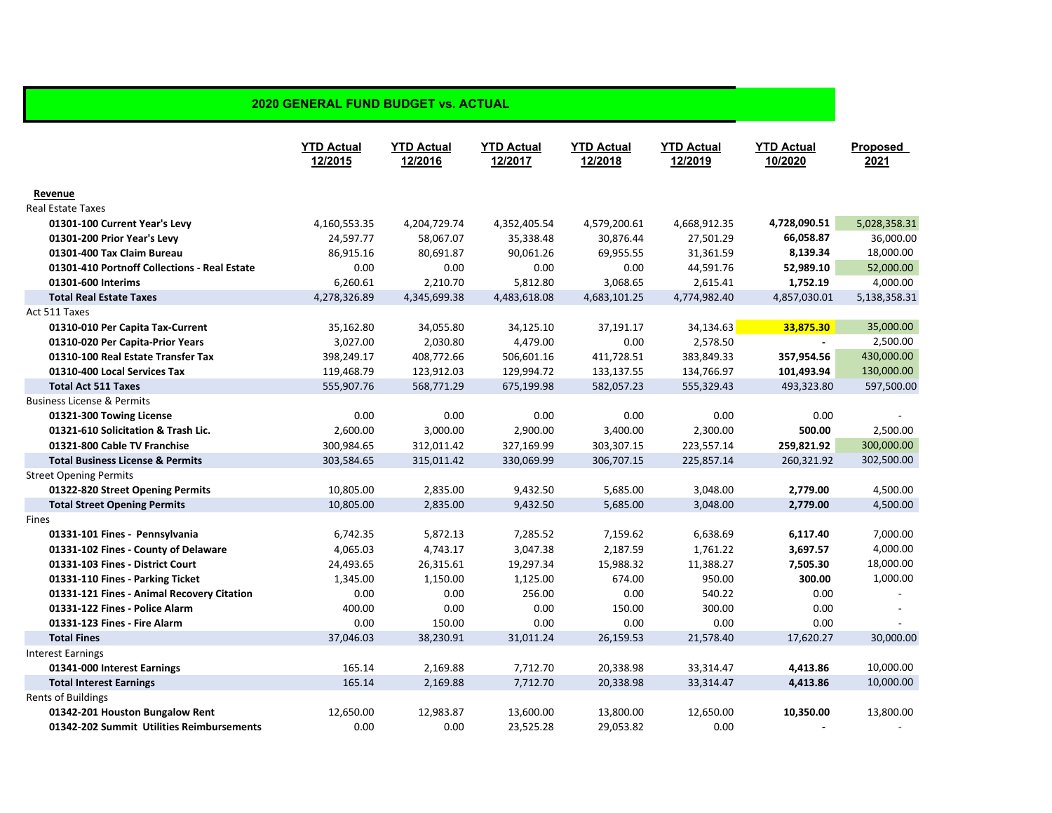## 2020 GENERAL FUND BUDGET vs. ACTUAL

| | YTD Actual 12/2015 | YTD Actual 12/2016 | YTD Actual 12/2017 | YTD Actual 12/2018 | YTD Actual 12/2019 | YTD Actual 10/2020 | Proposed 2021 |
|---|---|---|---|---|---|---|---|
| **Revenue** | | | | | | | |
| Real Estate Taxes | | | | | | | |
| **01301-100 Current Year's Levy** | 4,160,553.35 | 4,204,729.74 | 4,352,405.54 | 4,579,200.61 | 4,668,912.35 | **4,728,090.51** | 5,028,358.31 |
| **01301-200 Prior Year's Levy** | 24,597.77 | 58,067.07 | 35,338.48 | 30,876.44 | 27,501.29 | **66,058.87** | 36,000.00 |
| **01301-400 Tax Claim Bureau** | 86,915.16 | 80,691.87 | 90,061.26 | 69,955.55 | 31,361.59 | **8,139.34** | 18,000.00 |
| **01301-410 Portnoff Collections - Real Estate** | 0.00 | 0.00 | 0.00 | 0.00 | 44,591.76 | **52,989.10** | 52,000.00 |
| **01301-600 Interims** | 6,260.61 | 2,210.70 | 5,812.80 | 3,068.65 | 2,615.41 | **1,752.19** | 4,000.00 |
| **Total Real Estate Taxes** | 4,278,326.89 | 4,345,699.38 | 4,483,618.08 | 4,683,101.25 | 4,774,982.40 | 4,857,030.01 | 5,138,358.31 |
| Act 511 Taxes | | | | | | | |
| **01310-010 Per Capita Tax-Current** | 35,162.80 | 34,055.80 | 34,125.10 | 37,191.17 | 34,134.63 | **33,875.30** | 35,000.00 |
| **01310-020 Per Capita-Prior Years** | 3,027.00 | 2,030.80 | 4,479.00 | 0.00 | 2,578.50 | - | 2,500.00 |
| **01310-100 Real Estate Transfer Tax** | 398,249.17 | 408,772.66 | 506,601.16 | 411,728.51 | 383,849.33 | **357,954.56** | 430,000.00 |
| **01310-400 Local Services Tax** | 119,468.79 | 123,912.03 | 129,994.72 | 133,137.55 | 134,766.97 | **101,493.94** | 130,000.00 |
| **Total Act 511 Taxes** | 555,907.76 | 568,771.29 | 675,199.98 | 582,057.23 | 555,329.43 | 493,323.80 | 597,500.00 |
| Business License & Permits | | | | | | | |
| **01321-300 Towing License** | 0.00 | 0.00 | 0.00 | 0.00 | 0.00 | 0.00 | - |
| **01321-610 Solicitation & Trash Lic.** | 2,600.00 | 3,000.00 | 2,900.00 | 3,400.00 | 2,300.00 | **500.00** | 2,500.00 |
| **01321-800 Cable TV Franchise** | 300,984.65 | 312,011.42 | 327,169.99 | 303,307.15 | 223,557.14 | **259,821.92** | 300,000.00 |
| **Total Business License & Permits** | 303,584.65 | 315,011.42 | 330,069.99 | 306,707.15 | 225,857.14 | 260,321.92 | 302,500.00 |
| Street Opening Permits | | | | | | | |
| **01322-820 Street Opening Permits** | 10,805.00 | 2,835.00 | 9,432.50 | 5,685.00 | 3,048.00 | **2,779.00** | 4,500.00 |
| **Total Street Opening Permits** | 10,805.00 | 2,835.00 | 9,432.50 | 5,685.00 | 3,048.00 | **2,779.00** | 4,500.00 |
| Fines | | | | | | | |
| **01331-101 Fines - Pennsylvania** | 6,742.35 | 5,872.13 | 7,285.52 | 7,159.62 | 6,638.69 | **6,117.40** | 7,000.00 |
| **01331-102 Fines - County of Delaware** | 4,065.03 | 4,743.17 | 3,047.38 | 2,187.59 | 1,761.22 | **3,697.57** | 4,000.00 |
| **01331-103 Fines - District Court** | 24,493.65 | 26,315.61 | 19,297.34 | 15,988.32 | 11,388.27 | **7,505.30** | 18,000.00 |
| **01331-110 Fines - Parking Ticket** | 1,345.00 | 1,150.00 | 1,125.00 | 674.00 | 950.00 | **300.00** | 1,000.00 |
| **01331-121 Fines - Animal Recovery Citation** | 0.00 | 0.00 | 256.00 | 0.00 | 540.22 | 0.00 | - |
| **01331-122 Fines - Police Alarm** | 400.00 | 0.00 | 0.00 | 150.00 | 300.00 | 0.00 | - |
| **01331-123 Fines - Fire Alarm** | 0.00 | 150.00 | 0.00 | 0.00 | 0.00 | 0.00 | - |
| **Total Fines** | 37,046.03 | 38,230.91 | 31,011.24 | 26,159.53 | 21,578.40 | 17,620.27 | 30,000.00 |
| Interest Earnings | | | | | | | |
| **01341-000 Interest Earnings** | 165.14 | 2,169.88 | 7,712.70 | 20,338.98 | 33,314.47 | **4,413.86** | 10,000.00 |
| **Total Interest Earnings** | 165.14 | 2,169.88 | 7,712.70 | 20,338.98 | 33,314.47 | **4,413.86** | 10,000.00 |
| Rents of Buildings | | | | | | | |
| **01342-201 Houston Bungalow Rent** | 12,650.00 | 12,983.87 | 13,600.00 | 13,800.00 | 12,650.00 | **10,350.00** | 13,800.00 |
| **01342-202 Summit Utilities Reimbursements** | 0.00 | 0.00 | 23,525.28 | 29,053.82 | 0.00 | - | - |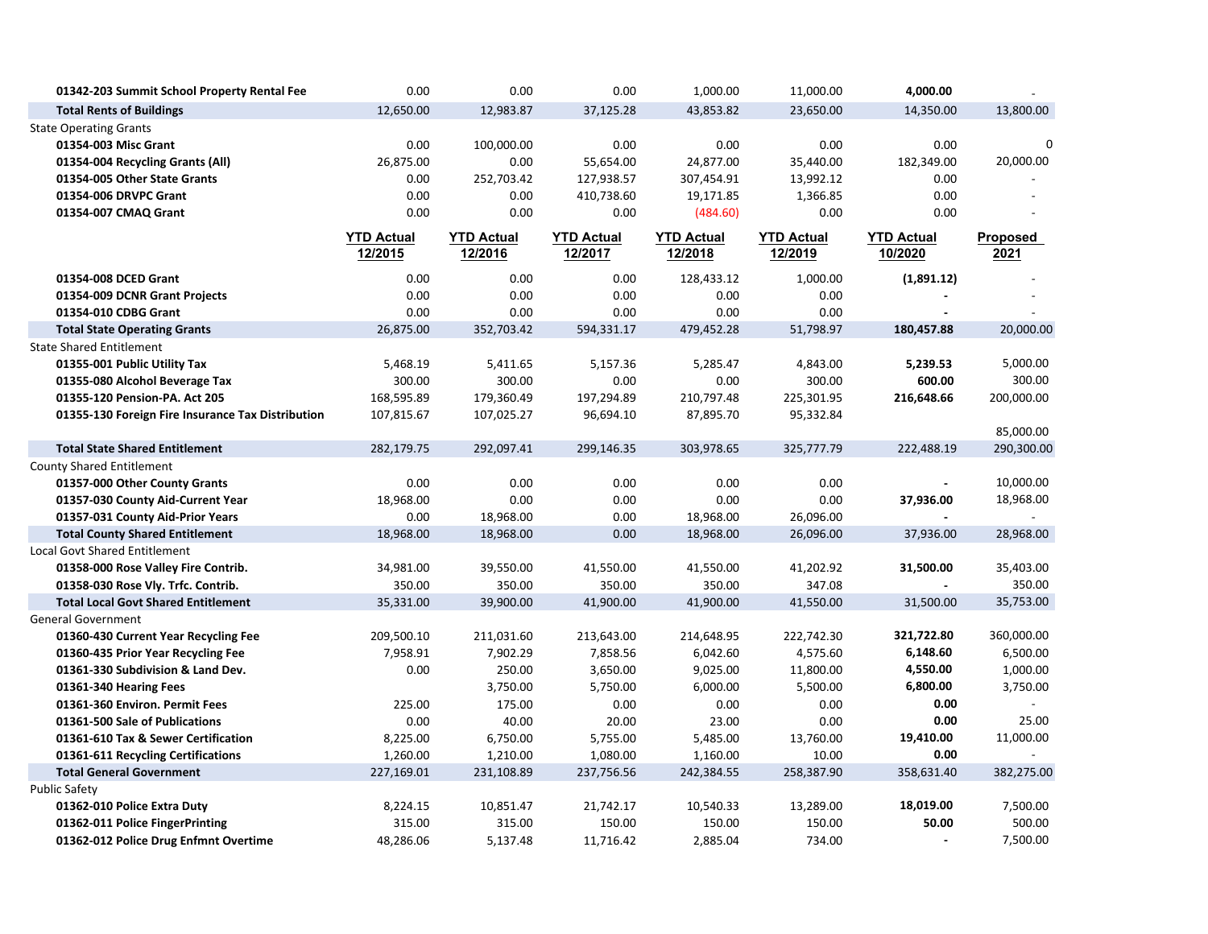| | YTD Actual 12/2015 | YTD Actual 12/2016 | YTD Actual 12/2017 | YTD Actual 12/2018 | YTD Actual 12/2019 | YTD Actual 10/2020 | Proposed 2021 |
|---|---|---|---|---|---|---|---|
| **01342-203 Summit School Property Rental Fee** | 0.00 | 0.00 | 0.00 | 1,000.00 | 11,000.00 | **4,000.00** | - |
| **Total Rents of Buildings** | 12,650.00 | 12,983.87 | 37,125.28 | 43,853.82 | 23,650.00 | 14,350.00 | 13,800.00 |
| State Operating Grants | | | | | | | |
| **01354-003 Misc Grant** | 0.00 | 100,000.00 | 0.00 | 0.00 | 0.00 | 0.00 | 0 |
| **01354-004 Recycling Grants (All)** | 26,875.00 | 0.00 | 55,654.00 | 24,877.00 | 35,440.00 | 182,349.00 | 20,000.00 |
| **01354-005 Other State Grants** | 0.00 | 252,703.42 | 127,938.57 | 307,454.91 | 13,992.12 | 0.00 | - |
| **01354-006 DRVPC Grant** | 0.00 | 0.00 | 410,738.60 | 19,171.85 | 1,366.85 | 0.00 | - |
| **01354-007 CMAQ Grant** | 0.00 | 0.00 | 0.00 | (484.60) | 0.00 | 0.00 | - |
| **01354-008 DCED Grant** | 0.00 | 0.00 | 0.00 | 128,433.12 | 1,000.00 | **(1,891.12)** | - |
| **01354-009 DCNR Grant Projects** | 0.00 | 0.00 | 0.00 | 0.00 | 0.00 | **-** | - |
| **01354-010 CDBG Grant** | 0.00 | 0.00 | 0.00 | 0.00 | 0.00 | **-** | - |
| **Total State Operating Grants** | 26,875.00 | 352,703.42 | 594,331.17 | 479,452.28 | 51,798.97 | **180,457.88** | 20,000.00 |
| State Shared Entitlement | | | | | | | |
| **01355-001 Public Utility Tax** | 5,468.19 | 5,411.65 | 5,157.36 | 5,285.47 | 4,843.00 | **5,239.53** | 5,000.00 |
| **01355-080 Alcohol Beverage Tax** | 300.00 | 300.00 | 0.00 | 0.00 | 300.00 | **600.00** | 300.00 |
| **01355-120 Pension-PA. Act 205** | 168,595.89 | 179,360.49 | 197,294.89 | 210,797.48 | 225,301.95 | **216,648.66** | 200,000.00 |
| **01355-130 Foreign Fire Insurance Tax Distribution** | 107,815.67 | 107,025.27 | 96,694.10 | 87,895.70 | 95,332.84 | | 85,000.00 |
| **Total State Shared Entitlement** | 282,179.75 | 292,097.41 | 299,146.35 | 303,978.65 | 325,777.79 | 222,488.19 | 290,300.00 |
| County Shared Entitlement | | | | | | | |
| **01357-000 Other County Grants** | 0.00 | 0.00 | 0.00 | 0.00 | 0.00 | **-** | 10,000.00 |
| **01357-030 County Aid-Current Year** | 18,968.00 | 0.00 | 0.00 | 0.00 | 0.00 | **37,936.00** | 18,968.00 |
| **01357-031 County Aid-Prior Years** | 0.00 | 18,968.00 | 0.00 | 18,968.00 | 26,096.00 | **-** | - |
| **Total County Shared Entitlement** | 18,968.00 | 18,968.00 | 0.00 | 18,968.00 | 26,096.00 | 37,936.00 | 28,968.00 |
| Local Govt Shared Entitlement | | | | | | | |
| **01358-000 Rose Valley Fire Contrib.** | 34,981.00 | 39,550.00 | 41,550.00 | 41,550.00 | 41,202.92 | **31,500.00** | 35,403.00 |
| **01358-030 Rose Vly. Trfc. Contrib.** | 350.00 | 350.00 | 350.00 | 350.00 | 347.08 | **-** | 350.00 |
| **Total Local Govt Shared Entitlement** | 35,331.00 | 39,900.00 | 41,900.00 | 41,900.00 | 41,550.00 | 31,500.00 | 35,753.00 |
| General Government | | | | | | | |
| **01360-430 Current Year Recycling Fee** | 209,500.10 | 211,031.60 | 213,643.00 | 214,648.95 | 222,742.30 | **321,722.80** | 360,000.00 |
| **01360-435 Prior Year Recycling Fee** | 7,958.91 | 7,902.29 | 7,858.56 | 6,042.60 | 4,575.60 | **6,148.60** | 6,500.00 |
| **01361-330 Subdivision & Land Dev.** | 0.00 | 250.00 | 3,650.00 | 9,025.00 | 11,800.00 | **4,550.00** | 1,000.00 |
| **01361-340 Hearing Fees** | | 3,750.00 | 5,750.00 | 6,000.00 | 5,500.00 | **6,800.00** | 3,750.00 |
| **01361-360 Environ. Permit Fees** | 225.00 | 175.00 | 0.00 | 0.00 | 0.00 | **0.00** | - |
| **01361-500 Sale of Publications** | 0.00 | 40.00 | 20.00 | 23.00 | 0.00 | **0.00** | 25.00 |
| **01361-610 Tax & Sewer Certification** | 8,225.00 | 6,750.00 | 5,755.00 | 5,485.00 | 13,760.00 | **19,410.00** | 11,000.00 |
| **01361-611 Recycling Certifications** | 1,260.00 | 1,210.00 | 1,080.00 | 1,160.00 | 10.00 | **0.00** | - |
| **Total General Government** | 227,169.01 | 231,108.89 | 237,756.56 | 242,384.55 | 258,387.90 | 358,631.40 | 382,275.00 |
| Public Safety | | | | | | | |
| **01362-010 Police Extra Duty** | 8,224.15 | 10,851.47 | 21,742.17 | 10,540.33 | 13,289.00 | **18,019.00** | 7,500.00 |
| **01362-011 Police FingerPrinting** | 315.00 | 315.00 | 150.00 | 150.00 | 150.00 | **50.00** | 500.00 |
| **01362-012 Police Drug Enfmnt Overtime** | 48,286.06 | 5,137.48 | 11,716.42 | 2,885.04 | 734.00 | **-** | 7,500.00 |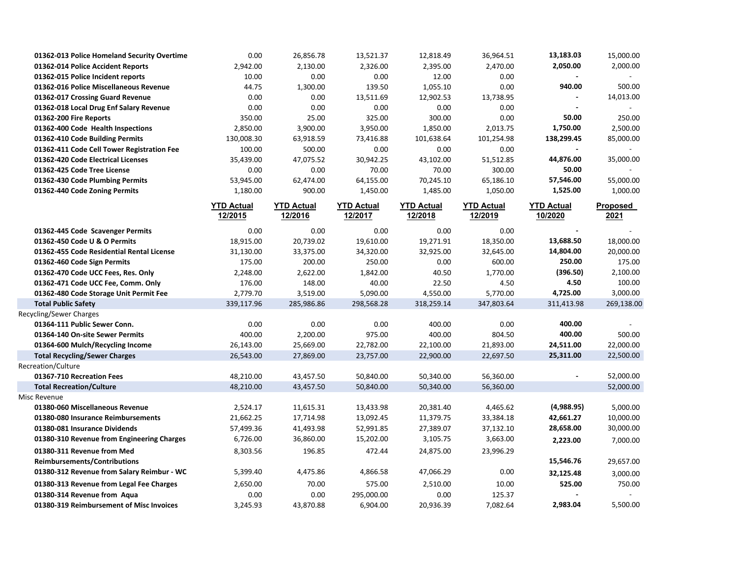| | YTD Actual 12/2015 | YTD Actual 12/2016 | YTD Actual 12/2017 | YTD Actual 12/2018 | YTD Actual 12/2019 | YTD Actual 10/2020 | Proposed 2021 |
|---|---|---|---|---|---|---|---|
| **01362-013 Police Homeland Security Overtime** | 0.00 | 26,856.78 | 13,521.37 | 12,818.49 | 36,964.51 | **13,183.03** | 15,000.00 |
| **01362-014 Police Accident Reports** | 2,942.00 | 2,130.00 | 2,326.00 | 2,395.00 | 2,470.00 | **2,050.00** | 2,000.00 |
| **01362-015 Police Incident reports** | 10.00 | 0.00 | 0.00 | 12.00 | 0.00 | **-** | - |
| **01362-016 Police Miscellaneous Revenue** | 44.75 | 1,300.00 | 139.50 | 1,055.10 | 0.00 | **940.00** | 500.00 |
| **01362-017 Crossing Guard Revenue** | 0.00 | 0.00 | 13,511.69 | 12,902.53 | 13,738.95 | **-** | 14,013.00 |
| **01362-018 Local Drug Enf Salary Revenue** | 0.00 | 0.00 | 0.00 | 0.00 | 0.00 | **-** | - |
| **01362-200 Fire Reports** | 350.00 | 25.00 | 325.00 | 300.00 | 0.00 | **50.00** | 250.00 |
| **01362-400 Code Health Inspections** | 2,850.00 | 3,900.00 | 3,950.00 | 1,850.00 | 2,013.75 | **1,750.00** | 2,500.00 |
| **01362-410 Code Building Permits** | 130,008.30 | 63,918.59 | 73,416.88 | 101,638.64 | 101,254.98 | **138,299.45** | 85,000.00 |
| **01362-411 Code Cell Tower Registration Fee** | 100.00 | 500.00 | 0.00 | 0.00 | 0.00 | **-** | - |
| **01362-420 Code Electrical Licenses** | 35,439.00 | 47,075.52 | 30,942.25 | 43,102.00 | 51,512.85 | **44,876.00** | 35,000.00 |
| **01362-425 Code Tree License** | 0.00 | 0.00 | 70.00 | 70.00 | 300.00 | **50.00** | - |
| **01362-430 Code Plumbing Permits** | 53,945.00 | 62,474.00 | 64,155.00 | 70,245.10 | 65,186.10 | **57,546.00** | 55,000.00 |
| **01362-440 Code Zoning Permits** | 1,180.00 | 900.00 | 1,450.00 | 1,485.00 | 1,050.00 | **1,525.00** | 1,000.00 |
| **01362-445 Code Scavenger Permits** | 0.00 | 0.00 | 0.00 | 0.00 | 0.00 | **-** | - |
| **01362-450 Code U & O Permits** | 18,915.00 | 20,739.02 | 19,610.00 | 19,271.91 | 18,350.00 | **13,688.50** | 18,000.00 |
| **01362-455 Code Residential Rental License** | 31,130.00 | 33,375.00 | 34,320.00 | 32,925.00 | 32,645.00 | **14,804.00** | 20,000.00 |
| **01362-460 Code Sign Permits** | 175.00 | 200.00 | 250.00 | 0.00 | 600.00 | **250.00** | 175.00 |
| **01362-470 Code UCC Fees, Res. Only** | 2,248.00 | 2,622.00 | 1,842.00 | 40.50 | 1,770.00 | **(396.50)** | 2,100.00 |
| **01362-471 Code UCC Fee, Comm. Only** | 176.00 | 148.00 | 40.00 | 22.50 | 4.50 | **4.50** | 100.00 |
| **01362-480 Code Storage Unit Permit Fee** | 2,779.70 | 3,519.00 | 5,090.00 | 4,550.00 | 5,770.00 | **4,725.00** | 3,000.00 |
| **Total Public Safety** | 339,117.96 | 285,986.86 | 298,568.28 | 318,259.14 | 347,803.64 | 311,413.98 | 269,138.00 |
| Recycling/Sewer Charges | | | | | | | |
| **01364-111 Public Sewer Conn.** | 0.00 | 0.00 | 0.00 | 400.00 | 0.00 | **400.00** | - |
| **01364-140 On-site Sewer Permits** | 400.00 | 2,200.00 | 975.00 | 400.00 | 804.50 | **400.00** | 500.00 |
| **01364-600 Mulch/Recycling Income** | 26,143.00 | 25,669.00 | 22,782.00 | 22,100.00 | 21,893.00 | **24,511.00** | 22,000.00 |
| **Total Recycling/Sewer Charges** | 26,543.00 | 27,869.00 | 23,757.00 | 22,900.00 | 22,697.50 | **25,311.00** | 22,500.00 |
| Recreation/Culture | | | | | | | |
| **01367-710 Recreation Fees** | 48,210.00 | 43,457.50 | 50,840.00 | 50,340.00 | 56,360.00 | **-** | 52,000.00 |
| **Total Recreation/Culture** | 48,210.00 | 43,457.50 | 50,840.00 | 50,340.00 | 56,360.00 | | 52,000.00 |
| Misc Revenue | | | | | | | |
| **01380-060 Miscellaneous Revenue** | 2,524.17 | 11,615.31 | 13,433.98 | 20,381.40 | 4,465.62 | **(4,988.95)** | 5,000.00 |
| **01380-080 Insurance Reimbursements** | 21,662.25 | 17,714.98 | 13,092.45 | 11,379.75 | 33,384.18 | **42,661.27** | 10,000.00 |
| **01380-081 Insurance Dividends** | 57,499.36 | 41,493.98 | 52,991.85 | 27,389.07 | 37,132.10 | **28,658.00** | 30,000.00 |
| **01380-310 Revenue from Engineering Charges** | 6,726.00 | 36,860.00 | 15,202.00 | 3,105.75 | 3,663.00 | **2,223.00** | 7,000.00 |
| **01380-311 Revenue from Med Reimbursements/Contributions** | 8,303.56 | 196.85 | 472.44 | 24,875.00 | 23,996.29 | **15,546.76** | 29,657.00 |
| **01380-312 Revenue from Salary Reimbur - WC** | 5,399.40 | 4,475.86 | 4,866.58 | 47,066.29 | 0.00 | **32,125.48** | 3,000.00 |
| **01380-313 Revenue from Legal Fee Charges** | 2,650.00 | 70.00 | 575.00 | 2,510.00 | 10.00 | **525.00** | 750.00 |
| **01380-314 Revenue from Aqua** | 0.00 | 0.00 | 295,000.00 | 0.00 | 125.37 | **-** | - |
| **01380-319 Reimbursement of Misc Invoices** | 3,245.93 | 43,870.88 | 6,904.00 | 20,936.39 | 7,082.64 | **2,983.04** | 5,500.00 |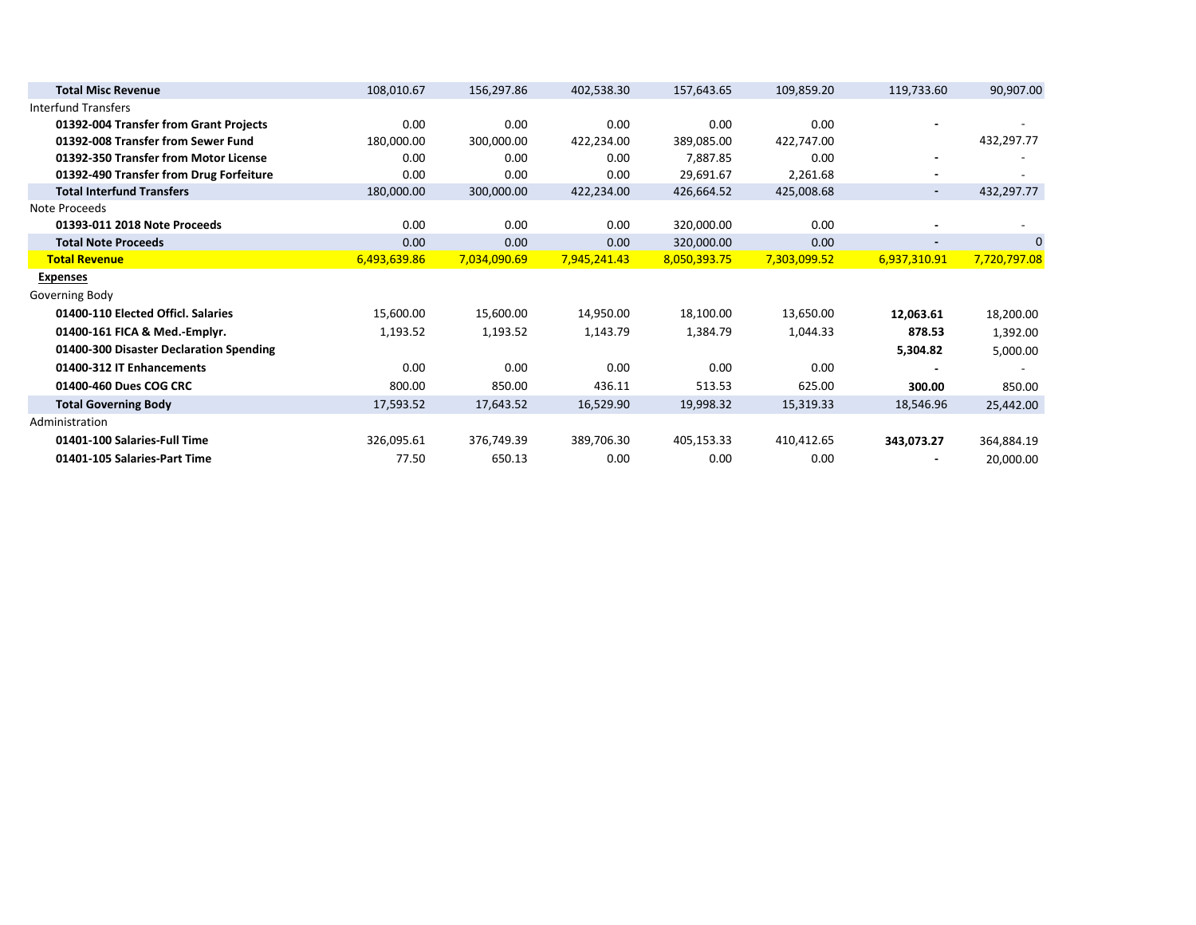| | | | | | | | |
|---|---|---|---|---|---|---|---|
| **Total Misc Revenue** | 108,010.67 | 156,297.86 | 402,538.30 | 157,643.65 | 109,859.20 | 119,733.60 | 90,907.00 |
| Interfund Transfers | | | | | | | |
| **01392-004 Transfer from Grant Projects** | 0.00 | 0.00 | 0.00 | 0.00 | 0.00 | - | - |
| **01392-008 Transfer from Sewer Fund** | 180,000.00 | 300,000.00 | 422,234.00 | 389,085.00 | 422,747.00 | | 432,297.77 |
| **01392-350 Transfer from Motor License** | 0.00 | 0.00 | 0.00 | 7,887.85 | 0.00 | - | - |
| **01392-490 Transfer from Drug Forfeiture** | 0.00 | 0.00 | 0.00 | 29,691.67 | 2,261.68 | - | - |
| **Total Interfund Transfers** | 180,000.00 | 300,000.00 | 422,234.00 | 426,664.52 | 425,008.68 | - | 432,297.77 |
| Note Proceeds | | | | | | | |
| **01393-011 2018 Note Proceeds** | 0.00 | 0.00 | 0.00 | 320,000.00 | 0.00 | - | - |
| **Total Note Proceeds** | 0.00 | 0.00 | 0.00 | 320,000.00 | 0.00 | - | 0 |
| **Total Revenue** | 6,493,639.86 | 7,034,090.69 | 7,945,241.43 | 8,050,393.75 | 7,303,099.52 | 6,937,310.91 | 7,720,797.08 |
| **Expenses** | | | | | | | |
| Governing Body | | | | | | | |
| **01400-110 Elected Officl. Salaries** | 15,600.00 | 15,600.00 | 14,950.00 | 18,100.00 | 13,650.00 | **12,063.61** | 18,200.00 |
| **01400-161 FICA & Med.-Emplyr.** | 1,193.52 | 1,193.52 | 1,143.79 | 1,384.79 | 1,044.33 | **878.53** | 1,392.00 |
| **01400-300 Disaster Declaration Spending** | | | | | | **5,304.82** | 5,000.00 |
| **01400-312 IT Enhancements** | 0.00 | 0.00 | 0.00 | 0.00 | 0.00 | - | - |
| **01400-460 Dues COG CRC** | 800.00 | 850.00 | 436.11 | 513.53 | 625.00 | **300.00** | 850.00 |
| **Total Governing Body** | 17,593.52 | 17,643.52 | 16,529.90 | 19,998.32 | 15,319.33 | 18,546.96 | 25,442.00 |
| Administration | | | | | | | |
| **01401-100 Salaries-Full Time** | 326,095.61 | 376,749.39 | 389,706.30 | 405,153.33 | 410,412.65 | **343,073.27** | 364,884.19 |
| **01401-105 Salaries-Part Time** | 77.50 | 650.13 | 0.00 | 0.00 | 0.00 | - | 20,000.00 |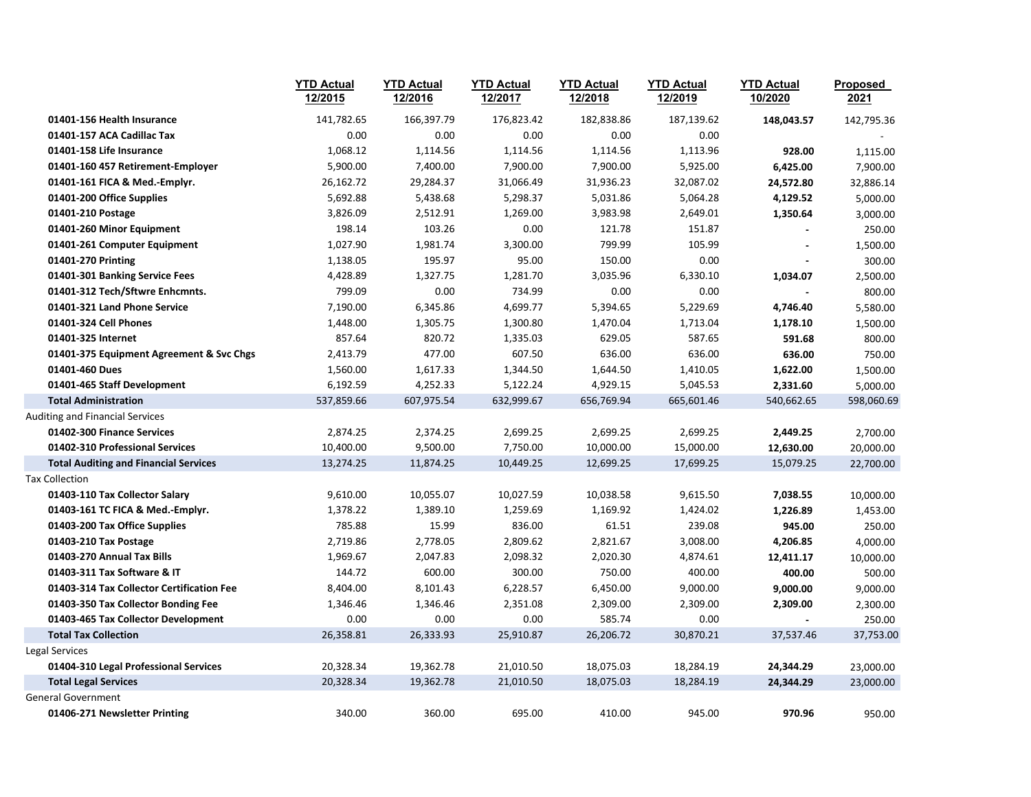| | YTD Actual 12/2015 | YTD Actual 12/2016 | YTD Actual 12/2017 | YTD Actual 12/2018 | YTD Actual 12/2019 | YTD Actual 10/2020 | Proposed 2021 |
|---|---|---|---|---|---|---|---|
| **01401-156 Health Insurance** | 141,782.65 | 166,397.79 | 176,823.42 | 182,838.86 | 187,139.62 | **148,043.57** | 142,795.36 |
| **01401-157 ACA Cadillac Tax** | 0.00 | 0.00 | 0.00 | 0.00 | 0.00 | | - |
| **01401-158 Life Insurance** | 1,068.12 | 1,114.56 | 1,114.56 | 1,114.56 | 1,113.96 | **928.00** | 1,115.00 |
| **01401-160 457 Retirement-Employer** | 5,900.00 | 7,400.00 | 7,900.00 | 7,900.00 | 5,925.00 | **6,425.00** | 7,900.00 |
| **01401-161 FICA & Med.-Emplyr.** | 26,162.72 | 29,284.37 | 31,066.49 | 31,936.23 | 32,087.02 | **24,572.80** | 32,886.14 |
| **01401-200 Office Supplies** | 5,692.88 | 5,438.68 | 5,298.37 | 5,031.86 | 5,064.28 | **4,129.52** | 5,000.00 |
| **01401-210 Postage** | 3,826.09 | 2,512.91 | 1,269.00 | 3,983.98 | 2,649.01 | **1,350.64** | 3,000.00 |
| **01401-260 Minor Equipment** | 198.14 | 103.26 | 0.00 | 121.78 | 151.87 | **-** | 250.00 |
| **01401-261 Computer Equipment** | 1,027.90 | 1,981.74 | 3,300.00 | 799.99 | 105.99 | **-** | 1,500.00 |
| **01401-270 Printing** | 1,138.05 | 195.97 | 95.00 | 150.00 | 0.00 | **-** | 300.00 |
| **01401-301 Banking Service Fees** | 4,428.89 | 1,327.75 | 1,281.70 | 3,035.96 | 6,330.10 | **1,034.07** | 2,500.00 |
| **01401-312 Tech/Sftwre Enhcmnts.** | 799.09 | 0.00 | 734.99 | 0.00 | 0.00 | **-** | 800.00 |
| **01401-321 Land Phone Service** | 7,190.00 | 6,345.86 | 4,699.77 | 5,394.65 | 5,229.69 | **4,746.40** | 5,580.00 |
| **01401-324 Cell Phones** | 1,448.00 | 1,305.75 | 1,300.80 | 1,470.04 | 1,713.04 | **1,178.10** | 1,500.00 |
| **01401-325 Internet** | 857.64 | 820.72 | 1,335.03 | 629.05 | 587.65 | **591.68** | 800.00 |
| **01401-375 Equipment Agreement & Svc Chgs** | 2,413.79 | 477.00 | 607.50 | 636.00 | 636.00 | **636.00** | 750.00 |
| **01401-460 Dues** | 1,560.00 | 1,617.33 | 1,344.50 | 1,644.50 | 1,410.05 | **1,622.00** | 1,500.00 |
| **01401-465 Staff Development** | 6,192.59 | 4,252.33 | 5,122.24 | 4,929.15 | 5,045.53 | **2,331.60** | 5,000.00 |
| **Total Administration** | 537,859.66 | 607,975.54 | 632,999.67 | 656,769.94 | 665,601.46 | 540,662.65 | 598,060.69 |
| Auditing and Financial Services | | | | | | | |
| **01402-300 Finance Services** | 2,874.25 | 2,374.25 | 2,699.25 | 2,699.25 | 2,699.25 | **2,449.25** | 2,700.00 |
| **01402-310 Professional Services** | 10,400.00 | 9,500.00 | 7,750.00 | 10,000.00 | 15,000.00 | **12,630.00** | 20,000.00 |
| **Total Auditing and Financial Services** | 13,274.25 | 11,874.25 | 10,449.25 | 12,699.25 | 17,699.25 | 15,079.25 | 22,700.00 |
| Tax Collection | | | | | | | |
| **01403-110 Tax Collector Salary** | 9,610.00 | 10,055.07 | 10,027.59 | 10,038.58 | 9,615.50 | **7,038.55** | 10,000.00 |
| **01403-161 TC FICA & Med.-Emplyr.** | 1,378.22 | 1,389.10 | 1,259.69 | 1,169.92 | 1,424.02 | **1,226.89** | 1,453.00 |
| **01403-200 Tax Office Supplies** | 785.88 | 15.99 | 836.00 | 61.51 | 239.08 | **945.00** | 250.00 |
| **01403-210 Tax Postage** | 2,719.86 | 2,778.05 | 2,809.62 | 2,821.67 | 3,008.00 | **4,206.85** | 4,000.00 |
| **01403-270 Annual Tax Bills** | 1,969.67 | 2,047.83 | 2,098.32 | 2,020.30 | 4,874.61 | **12,411.17** | 10,000.00 |
| **01403-311 Tax Software & IT** | 144.72 | 600.00 | 300.00 | 750.00 | 400.00 | **400.00** | 500.00 |
| **01403-314 Tax Collector Certification Fee** | 8,404.00 | 8,101.43 | 6,228.57 | 6,450.00 | 9,000.00 | **9,000.00** | 9,000.00 |
| **01403-350 Tax Collector Bonding Fee** | 1,346.46 | 1,346.46 | 2,351.08 | 2,309.00 | 2,309.00 | **2,309.00** | 2,300.00 |
| **01403-465 Tax Collector Development** | 0.00 | 0.00 | 0.00 | 585.74 | 0.00 | **-** | 250.00 |
| **Total Tax Collection** | 26,358.81 | 26,333.93 | 25,910.87 | 26,206.72 | 30,870.21 | 37,537.46 | 37,753.00 |
| Legal Services | | | | | | | |
| **01404-310 Legal Professional Services** | 20,328.34 | 19,362.78 | 21,010.50 | 18,075.03 | 18,284.19 | **24,344.29** | 23,000.00 |
| **Total Legal Services** | 20,328.34 | 19,362.78 | 21,010.50 | 18,075.03 | 18,284.19 | **24,344.29** | 23,000.00 |
| General Government | | | | | | | |
| **01406-271 Newsletter Printing** | 340.00 | 360.00 | 695.00 | 410.00 | 945.00 | **970.96** | 950.00 |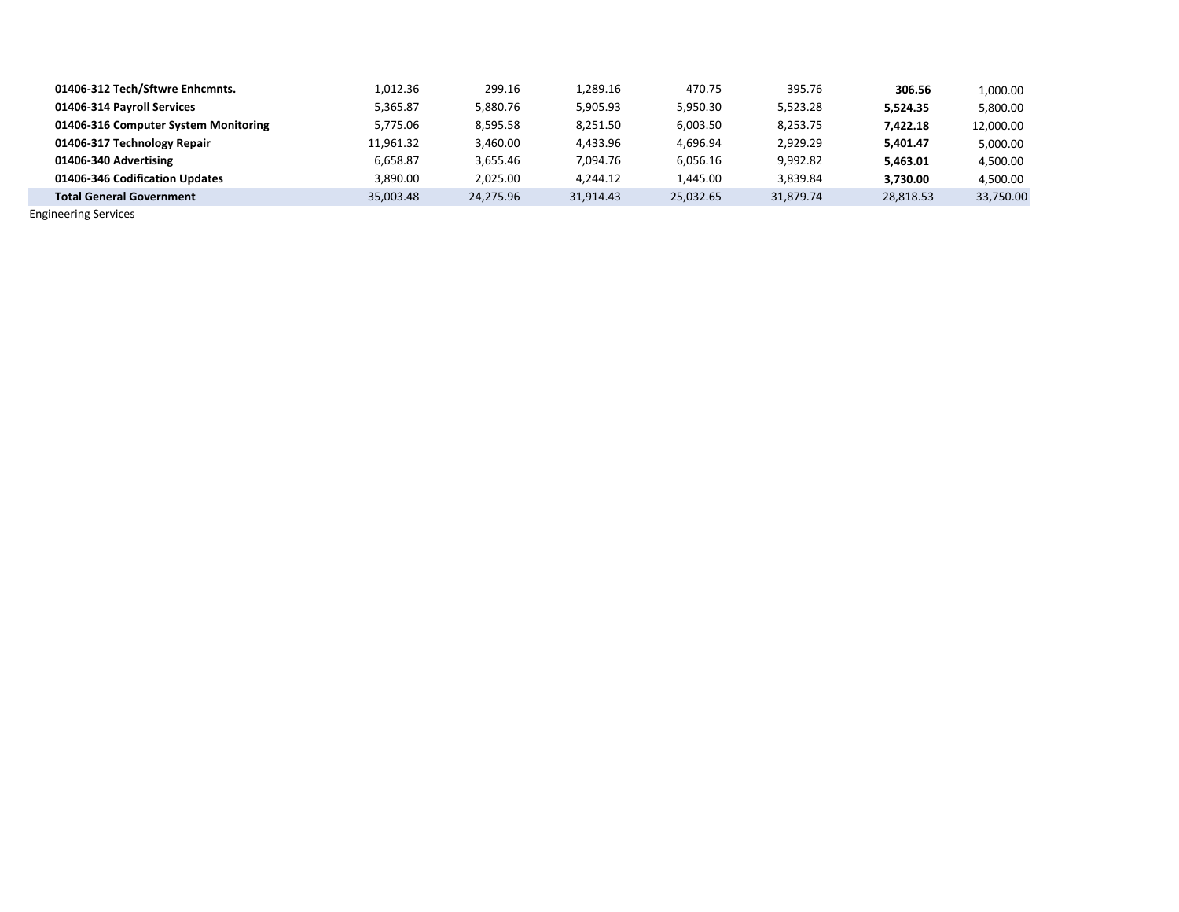| | | | | | | | |
|---|---|---|---|---|---|---|---|
| **01406-312 Tech/Sftwre Enhcmnts.** | 1,012.36 | 299.16 | 1,289.16 | 470.75 | 395.76 | **306.56** | 1,000.00 |
| **01406-314 Payroll Services** | 5,365.87 | 5,880.76 | 5,905.93 | 5,950.30 | 5,523.28 | **5,524.35** | 5,800.00 |
| **01406-316 Computer System Monitoring** | 5,775.06 | 8,595.58 | 8,251.50 | 6,003.50 | 8,253.75 | **7,422.18** | 12,000.00 |
| **01406-317 Technology Repair** | 11,961.32 | 3,460.00 | 4,433.96 | 4,696.94 | 2,929.29 | **5,401.47** | 5,000.00 |
| **01406-340 Advertising** | 6,658.87 | 3,655.46 | 7,094.76 | 6,056.16 | 9,992.82 | **5,463.01** | 4,500.00 |
| **01406-346 Codification Updates** | 3,890.00 | 2,025.00 | 4,244.12 | 1,445.00 | 3,839.84 | **3,730.00** | 4,500.00 |
| **Total General Government** | 35,003.48 | 24,275.96 | 31,914.43 | 25,032.65 | 31,879.74 | 28,818.53 | 33,750.00 |

Engineering Services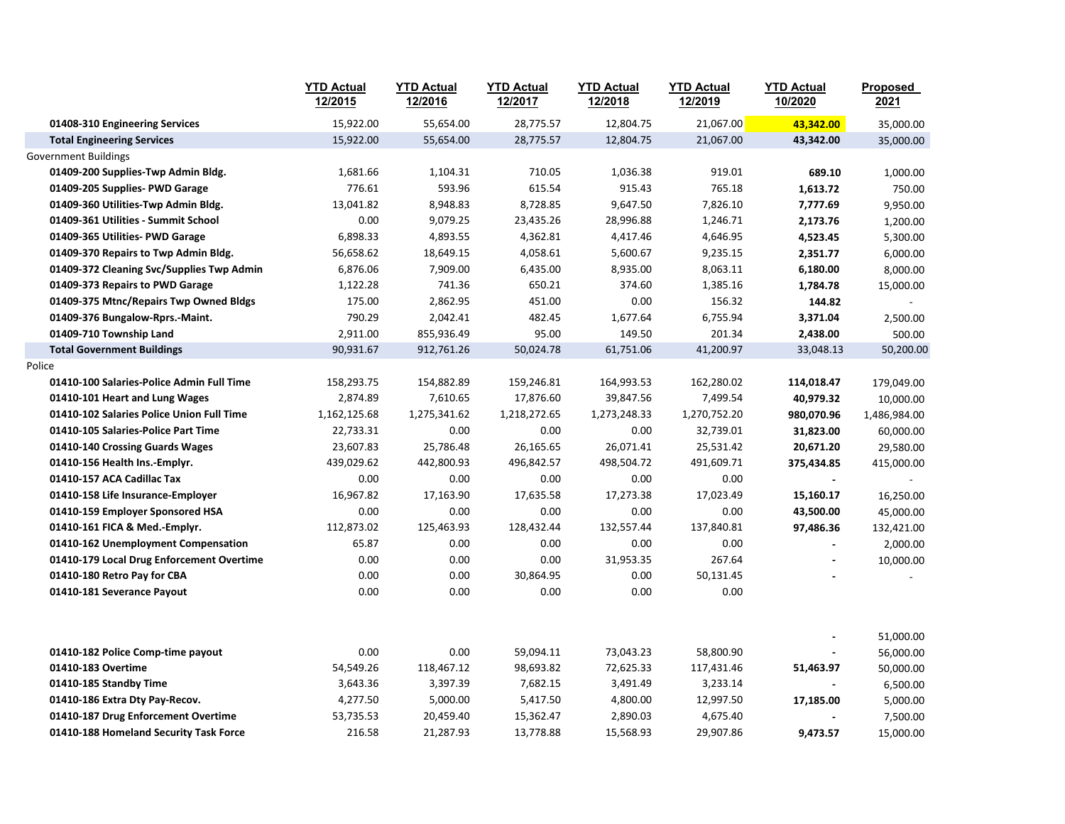| | YTD Actual 12/2015 | YTD Actual 12/2016 | YTD Actual 12/2017 | YTD Actual 12/2018 | YTD Actual 12/2019 | YTD Actual 10/2020 | Proposed 2021 |
|---|---|---|---|---|---|---|---|
| **01408-310 Engineering Services** | 15,922.00 | 55,654.00 | 28,775.57 | 12,804.75 | 21,067.00 | **43,342.00** | 35,000.00 |
| **Total Engineering Services** | 15,922.00 | 55,654.00 | 28,775.57 | 12,804.75 | 21,067.00 | **43,342.00** | 35,000.00 |
| Government Buildings | | | | | | | |
| **01409-200 Supplies-Twp Admin Bldg.** | 1,681.66 | 1,104.31 | 710.05 | 1,036.38 | 919.01 | **689.10** | 1,000.00 |
| **01409-205 Supplies- PWD Garage** | 776.61 | 593.96 | 615.54 | 915.43 | 765.18 | **1,613.72** | 750.00 |
| **01409-360 Utilities-Twp Admin Bldg.** | 13,041.82 | 8,948.83 | 8,728.85 | 9,647.50 | 7,826.10 | **7,777.69** | 9,950.00 |
| **01409-361 Utilities - Summit School** | 0.00 | 9,079.25 | 23,435.26 | 28,996.88 | 1,246.71 | **2,173.76** | 1,200.00 |
| **01409-365 Utilities- PWD Garage** | 6,898.33 | 4,893.55 | 4,362.81 | 4,417.46 | 4,646.95 | **4,523.45** | 5,300.00 |
| **01409-370 Repairs to Twp Admin Bldg.** | 56,658.62 | 18,649.15 | 4,058.61 | 5,600.67 | 9,235.15 | **2,351.77** | 6,000.00 |
| **01409-372 Cleaning Svc/Supplies Twp Admin** | 6,876.06 | 7,909.00 | 6,435.00 | 8,935.00 | 8,063.11 | **6,180.00** | 8,000.00 |
| **01409-373 Repairs to PWD Garage** | 1,122.28 | 741.36 | 650.21 | 374.60 | 1,385.16 | **1,784.78** | 15,000.00 |
| **01409-375 Mtnc/Repairs Twp Owned Bldgs** | 175.00 | 2,862.95 | 451.00 | 0.00 | 156.32 | **144.82** | - |
| **01409-376 Bungalow-Rprs.-Maint.** | 790.29 | 2,042.41 | 482.45 | 1,677.64 | 6,755.94 | **3,371.04** | 2,500.00 |
| **01409-710 Township Land** | 2,911.00 | 855,936.49 | 95.00 | 149.50 | 201.34 | **2,438.00** | 500.00 |
| **Total Government Buildings** | 90,931.67 | 912,761.26 | 50,024.78 | 61,751.06 | 41,200.97 | 33,048.13 | 50,200.00 |
| Police | | | | | | | |
| **01410-100 Salaries-Police Admin Full Time** | 158,293.75 | 154,882.89 | 159,246.81 | 164,993.53 | 162,280.02 | **114,018.47** | 179,049.00 |
| **01410-101 Heart and Lung Wages** | 2,874.89 | 7,610.65 | 17,876.60 | 39,847.56 | 7,499.54 | **40,979.32** | 10,000.00 |
| **01410-102 Salaries Police Union Full Time** | 1,162,125.68 | 1,275,341.62 | 1,218,272.65 | 1,273,248.33 | 1,270,752.20 | **980,070.96** | 1,486,984.00 |
| **01410-105 Salaries-Police Part Time** | 22,733.31 | 0.00 | 0.00 | 0.00 | 32,739.01 | **31,823.00** | 60,000.00 |
| **01410-140 Crossing Guards Wages** | 23,607.83 | 25,786.48 | 26,165.65 | 26,071.41 | 25,531.42 | **20,671.20** | 29,580.00 |
| **01410-156 Health Ins.-Emplyr.** | 439,029.62 | 442,800.93 | 496,842.57 | 498,504.72 | 491,609.71 | **375,434.85** | 415,000.00 |
| **01410-157 ACA Cadillac Tax** | 0.00 | 0.00 | 0.00 | 0.00 | 0.00 | - | - |
| **01410-158 Life Insurance-Employer** | 16,967.82 | 17,163.90 | 17,635.58 | 17,273.38 | 17,023.49 | **15,160.17** | 16,250.00 |
| **01410-159 Employer Sponsored HSA** | 0.00 | 0.00 | 0.00 | 0.00 | 0.00 | **43,500.00** | 45,000.00 |
| **01410-161 FICA & Med.-Emplyr.** | 112,873.02 | 125,463.93 | 128,432.44 | 132,557.44 | 137,840.81 | **97,486.36** | 132,421.00 |
| **01410-162 Unemployment Compensation** | 65.87 | 0.00 | 0.00 | 0.00 | 0.00 | - | 2,000.00 |
| **01410-179 Local Drug Enforcement Overtime** | 0.00 | 0.00 | 0.00 | 31,953.35 | 267.64 | - | 10,000.00 |
| **01410-180 Retro Pay for CBA** | 0.00 | 0.00 | 30,864.95 | 0.00 | 50,131.45 | - | - |
| **01410-181 Severance Payout** | 0.00 | 0.00 | 0.00 | 0.00 | 0.00 | | |
| | | | | | | - | 51,000.00 |
| **01410-182 Police Comp-time payout** | 0.00 | 0.00 | 59,094.11 | 73,043.23 | 58,800.90 | - | 56,000.00 |
| **01410-183 Overtime** | 54,549.26 | 118,467.12 | 98,693.82 | 72,625.33 | 117,431.46 | **51,463.97** | 50,000.00 |
| **01410-185 Standby Time** | 3,643.36 | 3,397.39 | 7,682.15 | 3,491.49 | 3,233.14 | - | 6,500.00 |
| **01410-186 Extra Dty Pay-Recov.** | 4,277.50 | 5,000.00 | 5,417.50 | 4,800.00 | 12,997.50 | **17,185.00** | 5,000.00 |
| **01410-187 Drug Enforcement Overtime** | 53,735.53 | 20,459.40 | 15,362.47 | 2,890.03 | 4,675.40 | - | 7,500.00 |
| **01410-188 Homeland Security Task Force** | 216.58 | 21,287.93 | 13,778.88 | 15,568.93 | 29,907.86 | **9,473.57** | 15,000.00 |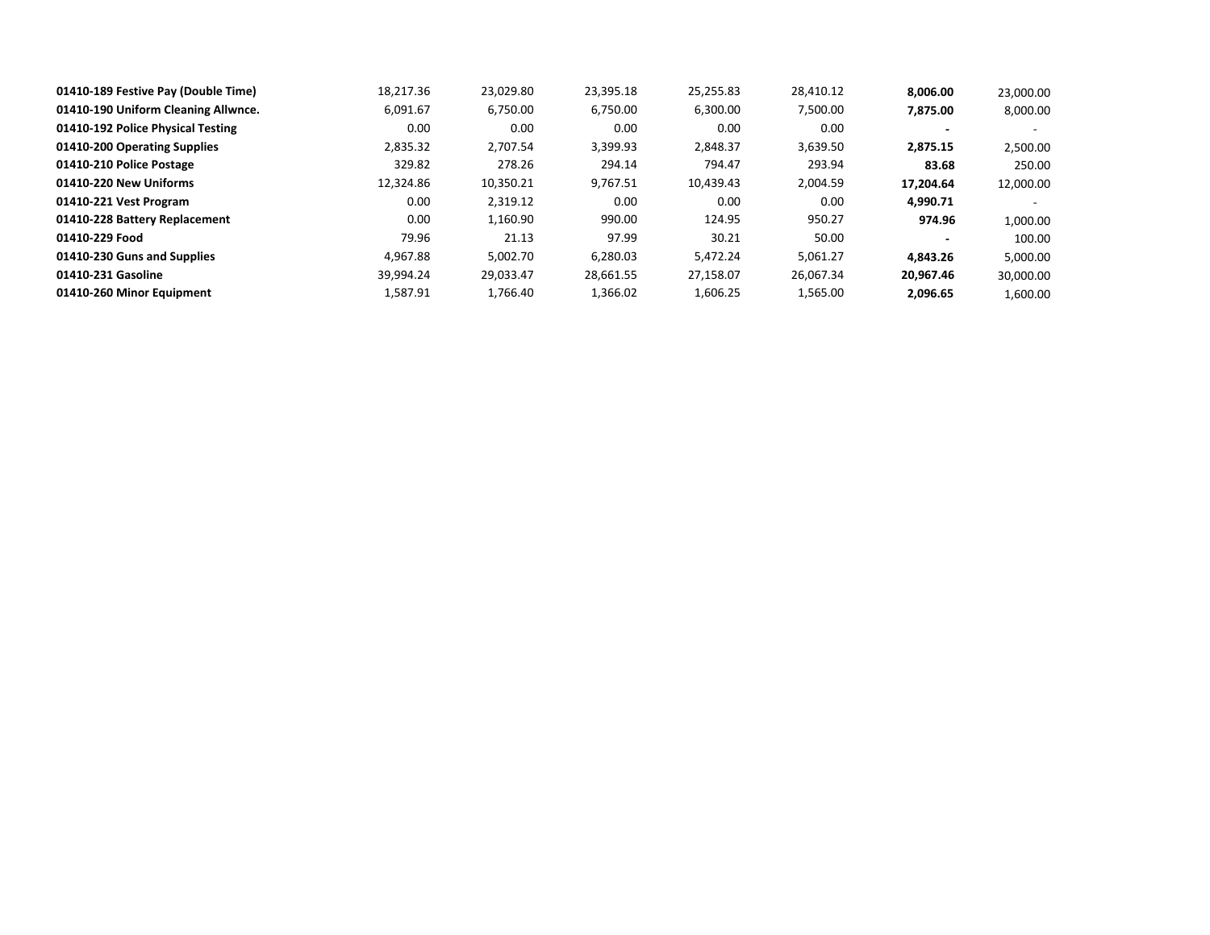| | | | | | | | |
|---|---|---|---|---|---|---|---|
| **01410-189 Festive Pay (Double Time)** | 18,217.36 | 23,029.80 | 23,395.18 | 25,255.83 | 28,410.12 | **8,006.00** | 23,000.00 |
| **01410-190 Uniform Cleaning Allwnce.** | 6,091.67 | 6,750.00 | 6,750.00 | 6,300.00 | 7,500.00 | **7,875.00** | 8,000.00 |
| **01410-192 Police Physical Testing** | 0.00 | 0.00 | 0.00 | 0.00 | 0.00 | **-** | - |
| **01410-200 Operating Supplies** | 2,835.32 | 2,707.54 | 3,399.93 | 2,848.37 | 3,639.50 | **2,875.15** | 2,500.00 |
| **01410-210 Police Postage** | 329.82 | 278.26 | 294.14 | 794.47 | 293.94 | **83.68** | 250.00 |
| **01410-220 New Uniforms** | 12,324.86 | 10,350.21 | 9,767.51 | 10,439.43 | 2,004.59 | **17,204.64** | 12,000.00 |
| **01410-221 Vest Program** | 0.00 | 2,319.12 | 0.00 | 0.00 | 0.00 | **4,990.71** | - |
| **01410-228 Battery Replacement** | 0.00 | 1,160.90 | 990.00 | 124.95 | 950.27 | **974.96** | 1,000.00 |
| **01410-229 Food** | 79.96 | 21.13 | 97.99 | 30.21 | 50.00 | **-** | 100.00 |
| **01410-230 Guns and Supplies** | 4,967.88 | 5,002.70 | 6,280.03 | 5,472.24 | 5,061.27 | **4,843.26** | 5,000.00 |
| **01410-231 Gasoline** | 39,994.24 | 29,033.47 | 28,661.55 | 27,158.07 | 26,067.34 | **20,967.46** | 30,000.00 |
| **01410-260 Minor Equipment** | 1,587.91 | 1,766.40 | 1,366.02 | 1,606.25 | 1,565.00 | **2,096.65** | 1,600.00 |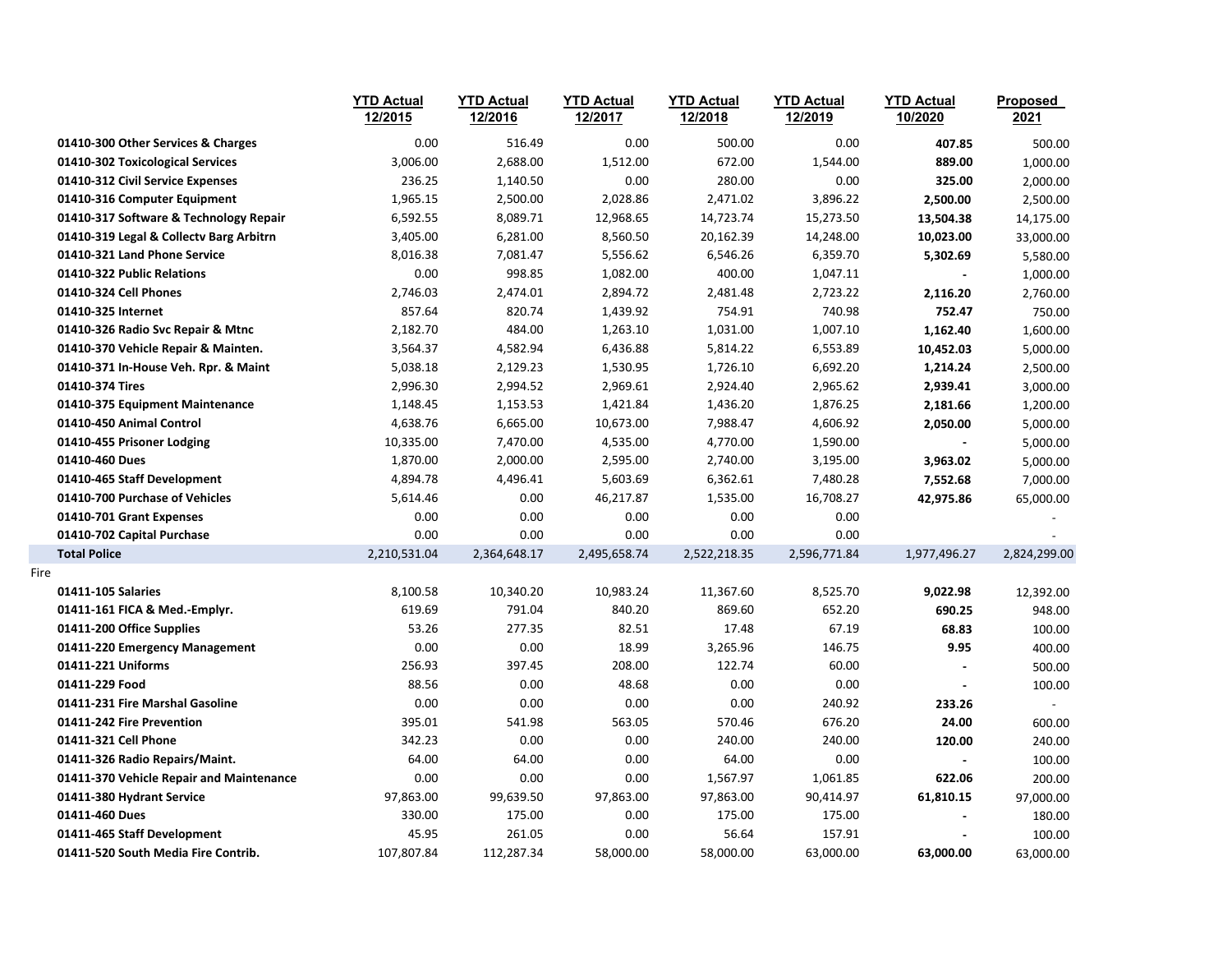| | YTD Actual 12/2015 | YTD Actual 12/2016 | YTD Actual 12/2017 | YTD Actual 12/2018 | YTD Actual 12/2019 | YTD Actual 10/2020 | Proposed 2021 |
|---|---|---|---|---|---|---|---|
| **01410-300 Other Services & Charges** | 0.00 | 516.49 | 0.00 | 500.00 | 0.00 | **407.85** | 500.00 |
| **01410-302 Toxicological Services** | 3,006.00 | 2,688.00 | 1,512.00 | 672.00 | 1,544.00 | **889.00** | 1,000.00 |
| **01410-312 Civil Service Expenses** | 236.25 | 1,140.50 | 0.00 | 280.00 | 0.00 | **325.00** | 2,000.00 |
| **01410-316 Computer Equipment** | 1,965.15 | 2,500.00 | 2,028.86 | 2,471.02 | 3,896.22 | **2,500.00** | 2,500.00 |
| **01410-317 Software & Technology Repair** | 6,592.55 | 8,089.71 | 12,968.65 | 14,723.74 | 15,273.50 | **13,504.38** | 14,175.00 |
| **01410-319 Legal & Collectv Barg Arbitrn** | 3,405.00 | 6,281.00 | 8,560.50 | 20,162.39 | 14,248.00 | **10,023.00** | 33,000.00 |
| **01410-321 Land Phone Service** | 8,016.38 | 7,081.47 | 5,556.62 | 6,546.26 | 6,359.70 | **5,302.69** | 5,580.00 |
| **01410-322 Public Relations** | 0.00 | 998.85 | 1,082.00 | 400.00 | 1,047.11 | **-** | 1,000.00 |
| **01410-324 Cell Phones** | 2,746.03 | 2,474.01 | 2,894.72 | 2,481.48 | 2,723.22 | **2,116.20** | 2,760.00 |
| **01410-325 Internet** | 857.64 | 820.74 | 1,439.92 | 754.91 | 740.98 | **752.47** | 750.00 |
| **01410-326 Radio Svc Repair & Mtnc** | 2,182.70 | 484.00 | 1,263.10 | 1,031.00 | 1,007.10 | **1,162.40** | 1,600.00 |
| **01410-370 Vehicle Repair & Mainten.** | 3,564.37 | 4,582.94 | 6,436.88 | 5,814.22 | 6,553.89 | **10,452.03** | 5,000.00 |
| **01410-371 In-House Veh. Rpr. & Maint** | 5,038.18 | 2,129.23 | 1,530.95 | 1,726.10 | 6,692.20 | **1,214.24** | 2,500.00 |
| **01410-374 Tires** | 2,996.30 | 2,994.52 | 2,969.61 | 2,924.40 | 2,965.62 | **2,939.41** | 3,000.00 |
| **01410-375 Equipment Maintenance** | 1,148.45 | 1,153.53 | 1,421.84 | 1,436.20 | 1,876.25 | **2,181.66** | 1,200.00 |
| **01410-450 Animal Control** | 4,638.76 | 6,665.00 | 10,673.00 | 7,988.47 | 4,606.92 | **2,050.00** | 5,000.00 |
| **01410-455 Prisoner Lodging** | 10,335.00 | 7,470.00 | 4,535.00 | 4,770.00 | 1,590.00 | **-** | 5,000.00 |
| **01410-460 Dues** | 1,870.00 | 2,000.00 | 2,595.00 | 2,740.00 | 3,195.00 | **3,963.02** | 5,000.00 |
| **01410-465 Staff Development** | 4,894.78 | 4,496.41 | 5,603.69 | 6,362.61 | 7,480.28 | **7,552.68** | 7,000.00 |
| **01410-700 Purchase of Vehicles** | 5,614.46 | 0.00 | 46,217.87 | 1,535.00 | 16,708.27 | **42,975.86** | 65,000.00 |
| **01410-701 Grant Expenses** | 0.00 | 0.00 | 0.00 | 0.00 | 0.00 | | - |
| **01410-702 Capital Purchase** | 0.00 | 0.00 | 0.00 | 0.00 | 0.00 | | - |
| **Total Police** | 2,210,531.04 | 2,364,648.17 | 2,495,658.74 | 2,522,218.35 | 2,596,771.84 | 1,977,496.27 | 2,824,299.00 |
| Fire | | | | | | | |
| **01411-105 Salaries** | 8,100.58 | 10,340.20 | 10,983.24 | 11,367.60 | 8,525.70 | **9,022.98** | 12,392.00 |
| **01411-161 FICA & Med.-Emplyr.** | 619.69 | 791.04 | 840.20 | 869.60 | 652.20 | **690.25** | 948.00 |
| **01411-200 Office Supplies** | 53.26 | 277.35 | 82.51 | 17.48 | 67.19 | **68.83** | 100.00 |
| **01411-220 Emergency Management** | 0.00 | 0.00 | 18.99 | 3,265.96 | 146.75 | **9.95** | 400.00 |
| **01411-221 Uniforms** | 256.93 | 397.45 | 208.00 | 122.74 | 60.00 | **-** | 500.00 |
| **01411-229 Food** | 88.56 | 0.00 | 48.68 | 0.00 | 0.00 | **-** | 100.00 |
| **01411-231 Fire Marshal Gasoline** | 0.00 | 0.00 | 0.00 | 0.00 | 240.92 | **233.26** | - |
| **01411-242 Fire Prevention** | 395.01 | 541.98 | 563.05 | 570.46 | 676.20 | **24.00** | 600.00 |
| **01411-321 Cell Phone** | 342.23 | 0.00 | 0.00 | 240.00 | 240.00 | **120.00** | 240.00 |
| **01411-326 Radio Repairs/Maint.** | 64.00 | 64.00 | 0.00 | 64.00 | 0.00 | **-** | 100.00 |
| **01411-370 Vehicle Repair and Maintenance** | 0.00 | 0.00 | 0.00 | 1,567.97 | 1,061.85 | **622.06** | 200.00 |
| **01411-380 Hydrant Service** | 97,863.00 | 99,639.50 | 97,863.00 | 97,863.00 | 90,414.97 | **61,810.15** | 97,000.00 |
| **01411-460 Dues** | 330.00 | 175.00 | 0.00 | 175.00 | 175.00 | **-** | 180.00 |
| **01411-465 Staff Development** | 45.95 | 261.05 | 0.00 | 56.64 | 157.91 | **-** | 100.00 |
| **01411-520 South Media Fire Contrib.** | 107,807.84 | 112,287.34 | 58,000.00 | 58,000.00 | 63,000.00 | **63,000.00** | 63,000.00 |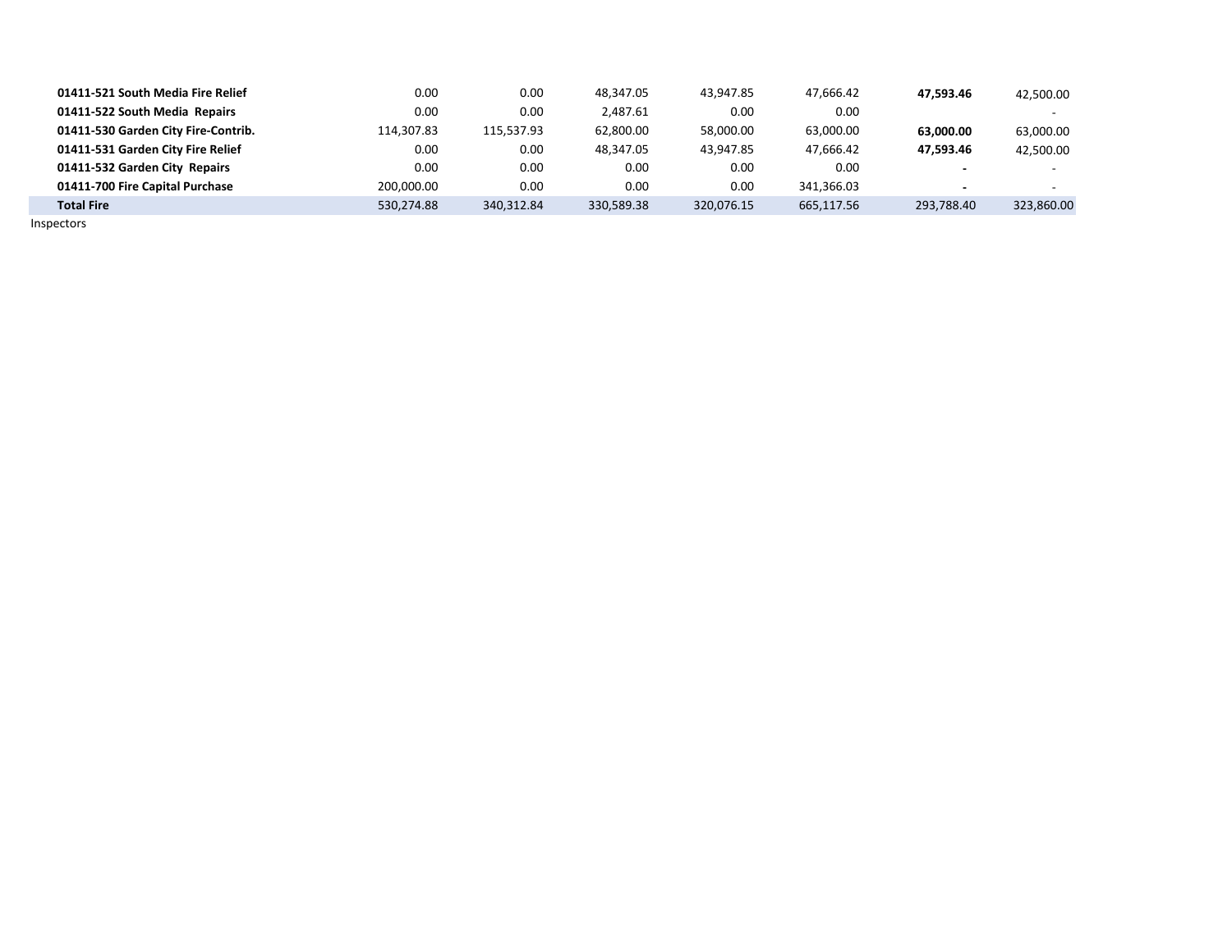| | | | | | | | |
|---|---|---|---|---|---|---|---|
| **01411-521 South Media Fire Relief** | 0.00 | 0.00 | 48,347.05 | 43,947.85 | 47,666.42 | **47,593.46** | 42,500.00 |
| **01411-522 South Media Repairs** | 0.00 | 0.00 | 2,487.61 | 0.00 | 0.00 | | - |
| **01411-530 Garden City Fire-Contrib.** | 114,307.83 | 115,537.93 | 62,800.00 | 58,000.00 | 63,000.00 | **63,000.00** | 63,000.00 |
| **01411-531 Garden City Fire Relief** | 0.00 | 0.00 | 48,347.05 | 43,947.85 | 47,666.42 | **47,593.46** | 42,500.00 |
| **01411-532 Garden City Repairs** | 0.00 | 0.00 | 0.00 | 0.00 | 0.00 | **-** | - |
| **01411-700 Fire Capital Purchase** | 200,000.00 | 0.00 | 0.00 | 0.00 | 341,366.03 | **-** | - |
| **Total Fire** | 530,274.88 | 340,312.84 | 330,589.38 | 320,076.15 | 665,117.56 | 293,788.40 | 323,860.00 |

Inspectors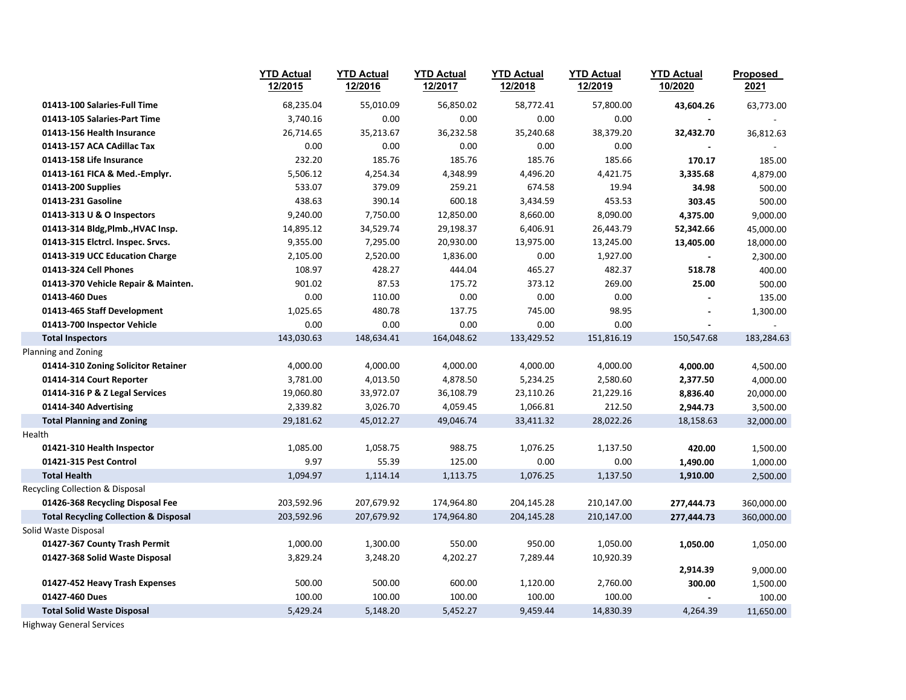| | YTD Actual 12/2015 | YTD Actual 12/2016 | YTD Actual 12/2017 | YTD Actual 12/2018 | YTD Actual 12/2019 | YTD Actual 10/2020 | Proposed 2021 |
|---|---|---|---|---|---|---|---|
| **01413-100 Salaries-Full Time** | 68,235.04 | 55,010.09 | 56,850.02 | 58,772.41 | 57,800.00 | **43,604.26** | 63,773.00 |
| **01413-105 Salaries-Part Time** | 3,740.16 | 0.00 | 0.00 | 0.00 | 0.00 | **-** | - |
| **01413-156 Health Insurance** | 26,714.65 | 35,213.67 | 36,232.58 | 35,240.68 | 38,379.20 | **32,432.70** | 36,812.63 |
| **01413-157 ACA CAdillac Tax** | 0.00 | 0.00 | 0.00 | 0.00 | 0.00 | **-** | - |
| **01413-158 Life Insurance** | 232.20 | 185.76 | 185.76 | 185.76 | 185.66 | **170.17** | 185.00 |
| **01413-161 FICA & Med.-Emplyr.** | 5,506.12 | 4,254.34 | 4,348.99 | 4,496.20 | 4,421.75 | **3,335.68** | 4,879.00 |
| **01413-200 Supplies** | 533.07 | 379.09 | 259.21 | 674.58 | 19.94 | **34.98** | 500.00 |
| **01413-231 Gasoline** | 438.63 | 390.14 | 600.18 | 3,434.59 | 453.53 | **303.45** | 500.00 |
| **01413-313 U & O Inspectors** | 9,240.00 | 7,750.00 | 12,850.00 | 8,660.00 | 8,090.00 | **4,375.00** | 9,000.00 |
| **01413-314 Bldg,Plmb.,HVAC Insp.** | 14,895.12 | 34,529.74 | 29,198.37 | 6,406.91 | 26,443.79 | **52,342.66** | 45,000.00 |
| **01413-315 Elctrcl. Inspec. Srvcs.** | 9,355.00 | 7,295.00 | 20,930.00 | 13,975.00 | 13,245.00 | **13,405.00** | 18,000.00 |
| **01413-319 UCC Education Charge** | 2,105.00 | 2,520.00 | 1,836.00 | 0.00 | 1,927.00 | **-** | 2,300.00 |
| **01413-324 Cell Phones** | 108.97 | 428.27 | 444.04 | 465.27 | 482.37 | **518.78** | 400.00 |
| **01413-370 Vehicle Repair & Mainten.** | 901.02 | 87.53 | 175.72 | 373.12 | 269.00 | **25.00** | 500.00 |
| **01413-460 Dues** | 0.00 | 110.00 | 0.00 | 0.00 | 0.00 | **-** | 135.00 |
| **01413-465 Staff Development** | 1,025.65 | 480.78 | 137.75 | 745.00 | 98.95 | **-** | 1,300.00 |
| **01413-700 Inspector Vehicle** | 0.00 | 0.00 | 0.00 | 0.00 | 0.00 | **-** | - |
| **Total Inspectors** | 143,030.63 | 148,634.41 | 164,048.62 | 133,429.52 | 151,816.19 | 150,547.68 | 183,284.63 |
| Planning and Zoning | | | | | | | |
| **01414-310 Zoning Solicitor Retainer** | 4,000.00 | 4,000.00 | 4,000.00 | 4,000.00 | 4,000.00 | **4,000.00** | 4,500.00 |
| **01414-314 Court Reporter** | 3,781.00 | 4,013.50 | 4,878.50 | 5,234.25 | 2,580.60 | **2,377.50** | 4,000.00 |
| **01414-316 P & Z Legal Services** | 19,060.80 | 33,972.07 | 36,108.79 | 23,110.26 | 21,229.16 | **8,836.40** | 20,000.00 |
| **01414-340 Advertising** | 2,339.82 | 3,026.70 | 4,059.45 | 1,066.81 | 212.50 | **2,944.73** | 3,500.00 |
| **Total Planning and Zoning** | 29,181.62 | 45,012.27 | 49,046.74 | 33,411.32 | 28,022.26 | 18,158.63 | 32,000.00 |
| Health | | | | | | | |
| **01421-310 Health Inspector** | 1,085.00 | 1,058.75 | 988.75 | 1,076.25 | 1,137.50 | **420.00** | 1,500.00 |
| **01421-315 Pest Control** | 9.97 | 55.39 | 125.00 | 0.00 | 0.00 | **1,490.00** | 1,000.00 |
| **Total Health** | 1,094.97 | 1,114.14 | 1,113.75 | 1,076.25 | 1,137.50 | **1,910.00** | 2,500.00 |
| Recycling Collection & Disposal | | | | | | | |
| **01426-368 Recycling Disposal Fee** | 203,592.96 | 207,679.92 | 174,964.80 | 204,145.28 | 210,147.00 | **277,444.73** | 360,000.00 |
| **Total Recycling Collection & Disposal** | 203,592.96 | 207,679.92 | 174,964.80 | 204,145.28 | 210,147.00 | **277,444.73** | 360,000.00 |
| Solid Waste Disposal | | | | | | | |
| **01427-367 County Trash Permit** | 1,000.00 | 1,300.00 | 550.00 | 950.00 | 1,050.00 | **1,050.00** | 1,050.00 |
| **01427-368 Solid Waste Disposal** | 3,829.24 | 3,248.20 | 4,202.27 | 7,289.44 | 10,920.39 | **2,914.39** | 9,000.00 |
| **01427-452 Heavy Trash Expenses** | 500.00 | 500.00 | 600.00 | 1,120.00 | 2,760.00 | **300.00** | 1,500.00 |
| **01427-460 Dues** | 100.00 | 100.00 | 100.00 | 100.00 | 100.00 | **-** | 100.00 |
| **Total Solid Waste Disposal** | 5,429.24 | 5,148.20 | 5,452.27 | 9,459.44 | 14,830.39 | 4,264.39 | 11,650.00 |
| Highway General Services | | | | | | | |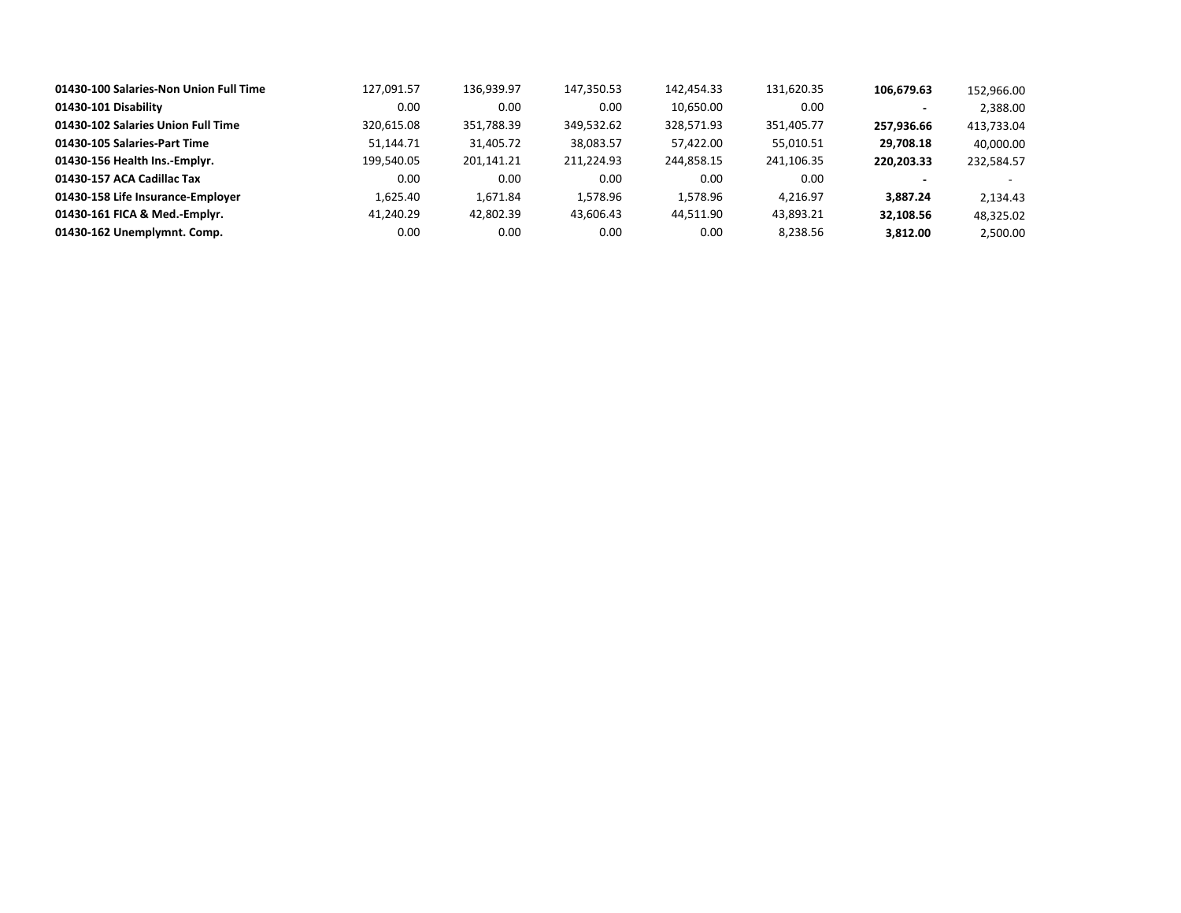| | | | | | | | |
|---|---|---|---|---|---|---|---|
| **01430-100 Salaries-Non Union Full Time** | 127,091.57 | 136,939.97 | 147,350.53 | 142,454.33 | 131,620.35 | **106,679.63** | 152,966.00 |
| **01430-101 Disability** | 0.00 | 0.00 | 0.00 | 10,650.00 | 0.00 | **-** | 2,388.00 |
| **01430-102 Salaries Union Full Time** | 320,615.08 | 351,788.39 | 349,532.62 | 328,571.93 | 351,405.77 | **257,936.66** | 413,733.04 |
| **01430-105 Salaries-Part Time** | 51,144.71 | 31,405.72 | 38,083.57 | 57,422.00 | 55,010.51 | **29,708.18** | 40,000.00 |
| **01430-156 Health Ins.-Emplyr.** | 199,540.05 | 201,141.21 | 211,224.93 | 244,858.15 | 241,106.35 | **220,203.33** | 232,584.57 |
| **01430-157 ACA Cadillac Tax** | 0.00 | 0.00 | 0.00 | 0.00 | 0.00 | **-** | - |
| **01430-158 Life Insurance-Employer** | 1,625.40 | 1,671.84 | 1,578.96 | 1,578.96 | 4,216.97 | **3,887.24** | 2,134.43 |
| **01430-161 FICA & Med.-Emplyr.** | 41,240.29 | 42,802.39 | 43,606.43 | 44,511.90 | 43,893.21 | **32,108.56** | 48,325.02 |
| **01430-162 Unemplymnt. Comp.** | 0.00 | 0.00 | 0.00 | 0.00 | 8,238.56 | **3,812.00** | 2,500.00 |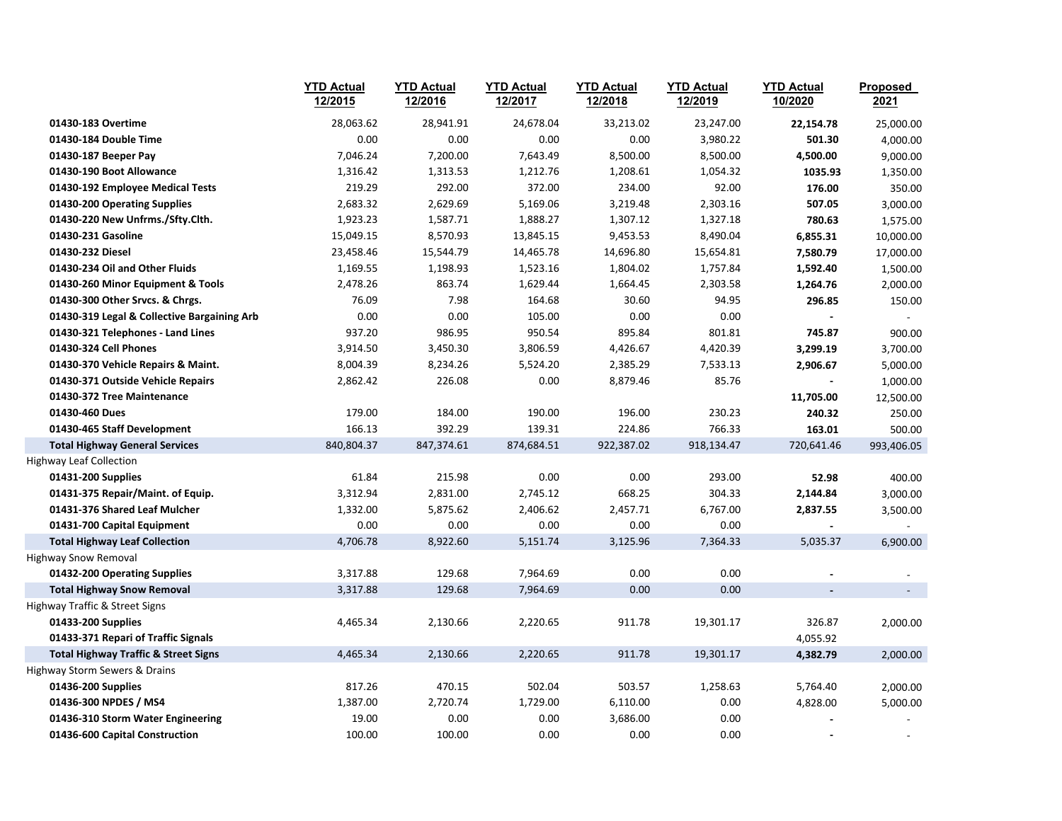| | YTD Actual 12/2015 | YTD Actual 12/2016 | YTD Actual 12/2017 | YTD Actual 12/2018 | YTD Actual 12/2019 | YTD Actual 10/2020 | Proposed 2021 |
|---|---|---|---|---|---|---|---|
| **01430-183 Overtime** | 28,063.62 | 28,941.91 | 24,678.04 | 33,213.02 | 23,247.00 | **22,154.78** | 25,000.00 |
| **01430-184 Double Time** | 0.00 | 0.00 | 0.00 | 0.00 | 3,980.22 | **501.30** | 4,000.00 |
| **01430-187 Beeper Pay** | 7,046.24 | 7,200.00 | 7,643.49 | 8,500.00 | 8,500.00 | **4,500.00** | 9,000.00 |
| **01430-190 Boot Allowance** | 1,316.42 | 1,313.53 | 1,212.76 | 1,208.61 | 1,054.32 | **1035.93** | 1,350.00 |
| **01430-192 Employee Medical Tests** | 219.29 | 292.00 | 372.00 | 234.00 | 92.00 | **176.00** | 350.00 |
| **01430-200 Operating Supplies** | 2,683.32 | 2,629.69 | 5,169.06 | 3,219.48 | 2,303.16 | **507.05** | 3,000.00 |
| **01430-220 New Unfrms./Sfty.Clth.** | 1,923.23 | 1,587.71 | 1,888.27 | 1,307.12 | 1,327.18 | **780.63** | 1,575.00 |
| **01430-231 Gasoline** | 15,049.15 | 8,570.93 | 13,845.15 | 9,453.53 | 8,490.04 | **6,855.31** | 10,000.00 |
| **01430-232 Diesel** | 23,458.46 | 15,544.79 | 14,465.78 | 14,696.80 | 15,654.81 | **7,580.79** | 17,000.00 |
| **01430-234 Oil and Other Fluids** | 1,169.55 | 1,198.93 | 1,523.16 | 1,804.02 | 1,757.84 | **1,592.40** | 1,500.00 |
| **01430-260 Minor Equipment & Tools** | 2,478.26 | 863.74 | 1,629.44 | 1,664.45 | 2,303.58 | **1,264.76** | 2,000.00 |
| **01430-300 Other Srvcs. & Chrgs.** | 76.09 | 7.98 | 164.68 | 30.60 | 94.95 | **296.85** | 150.00 |
| **01430-319 Legal & Collective Bargaining Arb** | 0.00 | 0.00 | 105.00 | 0.00 | 0.00 | - | - |
| **01430-321 Telephones - Land Lines** | 937.20 | 986.95 | 950.54 | 895.84 | 801.81 | **745.87** | 900.00 |
| **01430-324 Cell Phones** | 3,914.50 | 3,450.30 | 3,806.59 | 4,426.67 | 4,420.39 | **3,299.19** | 3,700.00 |
| **01430-370 Vehicle Repairs & Maint.** | 8,004.39 | 8,234.26 | 5,524.20 | 2,385.29 | 7,533.13 | **2,906.67** | 5,000.00 |
| **01430-371 Outside Vehicle Repairs** | 2,862.42 | 226.08 | 0.00 | 8,879.46 | 85.76 | - | 1,000.00 |
| **01430-372 Tree Maintenance** | | | | | | **11,705.00** | 12,500.00 |
| **01430-460 Dues** | 179.00 | 184.00 | 190.00 | 196.00 | 230.23 | **240.32** | 250.00 |
| **01430-465 Staff Development** | 166.13 | 392.29 | 139.31 | 224.86 | 766.33 | **163.01** | 500.00 |
| **Total Highway General Services** | 840,804.37 | 847,374.61 | 874,684.51 | 922,387.02 | 918,134.47 | 720,641.46 | 993,406.05 |
| Highway Leaf Collection | | | | | | | |
| **01431-200 Supplies** | 61.84 | 215.98 | 0.00 | 0.00 | 293.00 | **52.98** | 400.00 |
| **01431-375 Repair/Maint. of Equip.** | 3,312.94 | 2,831.00 | 2,745.12 | 668.25 | 304.33 | **2,144.84** | 3,000.00 |
| **01431-376 Shared Leaf Mulcher** | 1,332.00 | 5,875.62 | 2,406.62 | 2,457.71 | 6,767.00 | **2,837.55** | 3,500.00 |
| **01431-700 Capital Equipment** | 0.00 | 0.00 | 0.00 | 0.00 | 0.00 | - | - |
| **Total Highway Leaf Collection** | 4,706.78 | 8,922.60 | 5,151.74 | 3,125.96 | 7,364.33 | 5,035.37 | 6,900.00 |
| Highway Snow Removal | | | | | | | |
| **01432-200 Operating Supplies** | 3,317.88 | 129.68 | 7,964.69 | 0.00 | 0.00 | - | - |
| **Total Highway Snow Removal** | 3,317.88 | 129.68 | 7,964.69 | 0.00 | 0.00 | - | - |
| Highway Traffic & Street Signs | | | | | | | |
| **01433-200 Supplies** | 4,465.34 | 2,130.66 | 2,220.65 | 911.78 | 19,301.17 | 326.87 | 2,000.00 |
| **01433-371 Repari of Traffic Signals** | | | | | | 4,055.92 | |
| **Total Highway Traffic & Street Signs** | 4,465.34 | 2,130.66 | 2,220.65 | 911.78 | 19,301.17 | **4,382.79** | 2,000.00 |
| Highway Storm Sewers & Drains | | | | | | | |
| **01436-200 Supplies** | 817.26 | 470.15 | 502.04 | 503.57 | 1,258.63 | 5,764.40 | 2,000.00 |
| **01436-300 NPDES / MS4** | 1,387.00 | 2,720.74 | 1,729.00 | 6,110.00 | 0.00 | 4,828.00 | 5,000.00 |
| **01436-310 Storm Water Engineering** | 19.00 | 0.00 | 0.00 | 3,686.00 | 0.00 | - | - |
| **01436-600 Capital Construction** | 100.00 | 100.00 | 0.00 | 0.00 | 0.00 | - | - |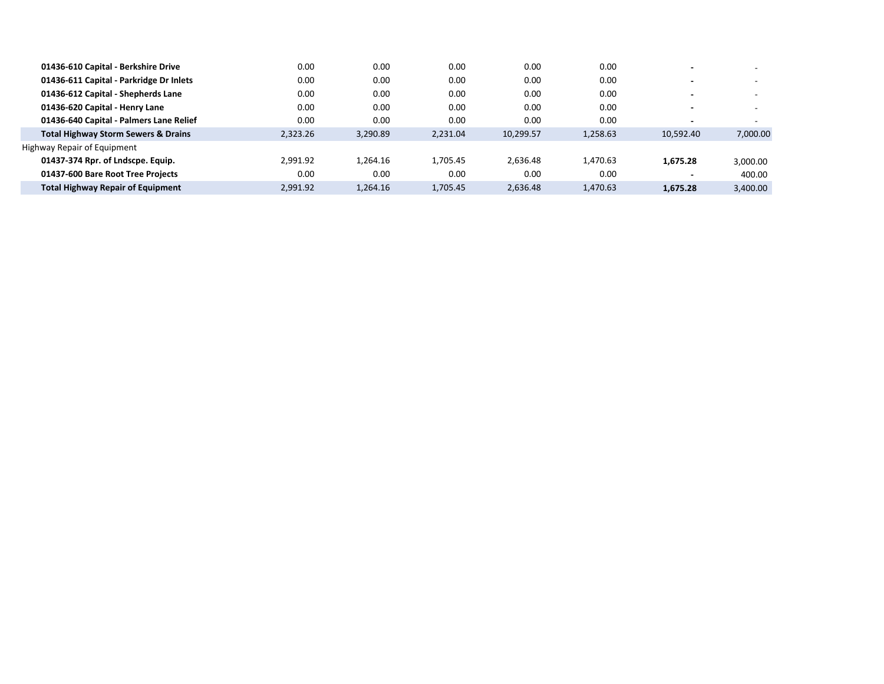| | | | | | | | |
|---|---|---|---|---|---|---|---|
| **01436-610 Capital - Berkshire Drive** | 0.00 | 0.00 | 0.00 | 0.00 | 0.00 | **-** | - |
| **01436-611 Capital - Parkridge Dr Inlets** | 0.00 | 0.00 | 0.00 | 0.00 | 0.00 | **-** | - |
| **01436-612 Capital - Shepherds Lane** | 0.00 | 0.00 | 0.00 | 0.00 | 0.00 | **-** | - |
| **01436-620 Capital - Henry Lane** | 0.00 | 0.00 | 0.00 | 0.00 | 0.00 | **-** | - |
| **01436-640 Capital - Palmers Lane Relief** | 0.00 | 0.00 | 0.00 | 0.00 | 0.00 | **-** | - |
| **Total Highway Storm Sewers & Drains** | 2,323.26 | 3,290.89 | 2,231.04 | 10,299.57 | 1,258.63 | 10,592.40 | 7,000.00 |
| Highway Repair of Equipment | | | | | | | |
| **01437-374 Rpr. of Lndscpe. Equip.** | 2,991.92 | 1,264.16 | 1,705.45 | 2,636.48 | 1,470.63 | **1,675.28** | 3,000.00 |
| **01437-600 Bare Root Tree Projects** | 0.00 | 0.00 | 0.00 | 0.00 | 0.00 | **-** | 400.00 |
| **Total Highway Repair of Equipment** | 2,991.92 | 1,264.16 | 1,705.45 | 2,636.48 | 1,470.63 | **1,675.28** | 3,400.00 |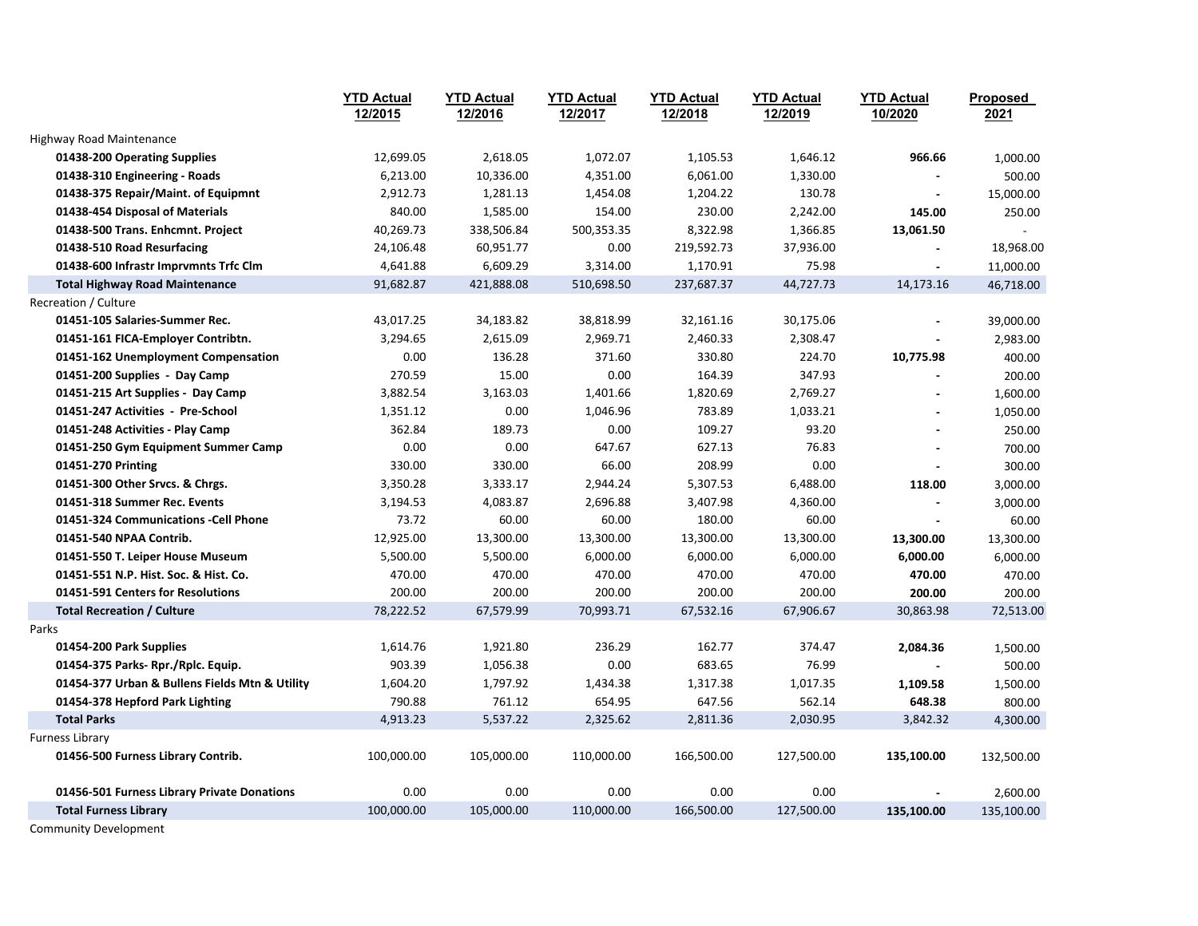| | YTD Actual 12/2015 | YTD Actual 12/2016 | YTD Actual 12/2017 | YTD Actual 12/2018 | YTD Actual 12/2019 | YTD Actual 10/2020 | Proposed 2021 |
|---|---|---|---|---|---|---|---|
| Highway Road Maintenance | | | | | | | |
| **01438-200 Operating Supplies** | 12,699.05 | 2,618.05 | 1,072.07 | 1,105.53 | 1,646.12 | **966.66** | 1,000.00 |
| **01438-310 Engineering - Roads** | 6,213.00 | 10,336.00 | 4,351.00 | 6,061.00 | 1,330.00 | - | 500.00 |
| **01438-375 Repair/Maint. of Equipmnt** | 2,912.73 | 1,281.13 | 1,454.08 | 1,204.22 | 130.78 | - | 15,000.00 |
| **01438-454 Disposal of Materials** | 840.00 | 1,585.00 | 154.00 | 230.00 | 2,242.00 | **145.00** | 250.00 |
| **01438-500 Trans. Enhcmnt. Project** | 40,269.73 | 338,506.84 | 500,353.35 | 8,322.98 | 1,366.85 | **13,061.50** | - |
| **01438-510 Road Resurfacing** | 24,106.48 | 60,951.77 | 0.00 | 219,592.73 | 37,936.00 | - | 18,968.00 |
| **01438-600 Infrastr Imprvmnts Trfc Clm** | 4,641.88 | 6,609.29 | 3,314.00 | 1,170.91 | 75.98 | - | 11,000.00 |
| **Total Highway Road Maintenance** | 91,682.87 | 421,888.08 | 510,698.50 | 237,687.37 | 44,727.73 | 14,173.16 | 46,718.00 |
| Recreation / Culture | | | | | | | |
| **01451-105 Salaries-Summer Rec.** | 43,017.25 | 34,183.82 | 38,818.99 | 32,161.16 | 30,175.06 | - | 39,000.00 |
| **01451-161 FICA-Employer Contribtn.** | 3,294.65 | 2,615.09 | 2,969.71 | 2,460.33 | 2,308.47 | - | 2,983.00 |
| **01451-162 Unemployment Compensation** | 0.00 | 136.28 | 371.60 | 330.80 | 224.70 | **10,775.98** | 400.00 |
| **01451-200 Supplies - Day Camp** | 270.59 | 15.00 | 0.00 | 164.39 | 347.93 | - | 200.00 |
| **01451-215 Art Supplies - Day Camp** | 3,882.54 | 3,163.03 | 1,401.66 | 1,820.69 | 2,769.27 | - | 1,600.00 |
| **01451-247 Activities - Pre-School** | 1,351.12 | 0.00 | 1,046.96 | 783.89 | 1,033.21 | - | 1,050.00 |
| **01451-248 Activities - Play Camp** | 362.84 | 189.73 | 0.00 | 109.27 | 93.20 | - | 250.00 |
| **01451-250 Gym Equipment Summer Camp** | 0.00 | 0.00 | 647.67 | 627.13 | 76.83 | - | 700.00 |
| **01451-270 Printing** | 330.00 | 330.00 | 66.00 | 208.99 | 0.00 | - | 300.00 |
| **01451-300 Other Srvcs. & Chrgs.** | 3,350.28 | 3,333.17 | 2,944.24 | 5,307.53 | 6,488.00 | **118.00** | 3,000.00 |
| **01451-318 Summer Rec. Events** | 3,194.53 | 4,083.87 | 2,696.88 | 3,407.98 | 4,360.00 | - | 3,000.00 |
| **01451-324 Communications -Cell Phone** | 73.72 | 60.00 | 60.00 | 180.00 | 60.00 | - | 60.00 |
| **01451-540 NPAA Contrib.** | 12,925.00 | 13,300.00 | 13,300.00 | 13,300.00 | 13,300.00 | **13,300.00** | 13,300.00 |
| **01451-550 T. Leiper House Museum** | 5,500.00 | 5,500.00 | 6,000.00 | 6,000.00 | 6,000.00 | **6,000.00** | 6,000.00 |
| **01451-551 N.P. Hist. Soc. & Hist. Co.** | 470.00 | 470.00 | 470.00 | 470.00 | 470.00 | **470.00** | 470.00 |
| **01451-591 Centers for Resolutions** | 200.00 | 200.00 | 200.00 | 200.00 | 200.00 | **200.00** | 200.00 |
| **Total Recreation / Culture** | 78,222.52 | 67,579.99 | 70,993.71 | 67,532.16 | 67,906.67 | 30,863.98 | 72,513.00 |
| Parks | | | | | | | |
| **01454-200 Park Supplies** | 1,614.76 | 1,921.80 | 236.29 | 162.77 | 374.47 | **2,084.36** | 1,500.00 |
| **01454-375 Parks- Rpr./Rplc. Equip.** | 903.39 | 1,056.38 | 0.00 | 683.65 | 76.99 | - | 500.00 |
| **01454-377 Urban & Bullens Fields Mtn & Utility** | 1,604.20 | 1,797.92 | 1,434.38 | 1,317.38 | 1,017.35 | **1,109.58** | 1,500.00 |
| **01454-378 Hepford Park Lighting** | 790.88 | 761.12 | 654.95 | 647.56 | 562.14 | **648.38** | 800.00 |
| **Total Parks** | 4,913.23 | 5,537.22 | 2,325.62 | 2,811.36 | 2,030.95 | 3,842.32 | 4,300.00 |
| Furness Library | | | | | | | |
| **01456-500 Furness Library Contrib.** | 100,000.00 | 105,000.00 | 110,000.00 | 166,500.00 | 127,500.00 | **135,100.00** | 132,500.00 |
| **01456-501 Furness Library Private Donations** | 0.00 | 0.00 | 0.00 | 0.00 | 0.00 | - | 2,600.00 |
| **Total Furness Library** | 100,000.00 | 105,000.00 | 110,000.00 | 166,500.00 | 127,500.00 | **135,100.00** | 135,100.00 |
| Community Development | | | | | | | |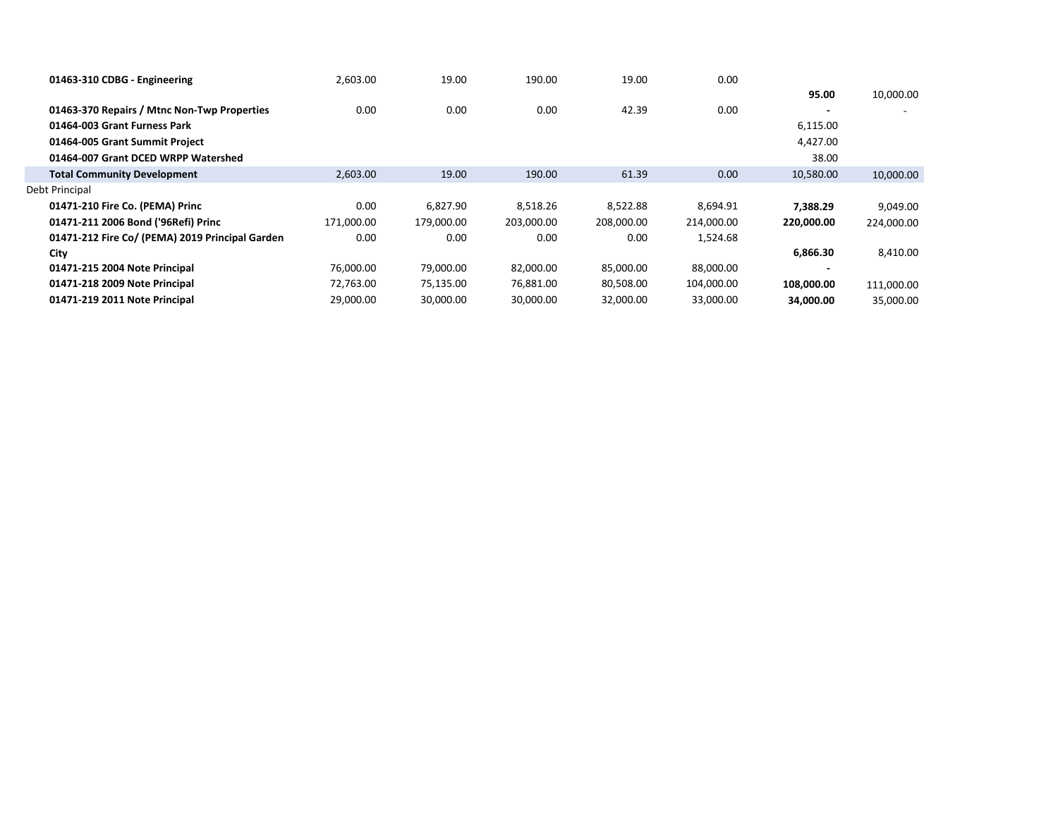| | | | | | | | |
|---|---|---|---|---|---|---|---|
| **01463-310 CDBG - Engineering** | 2,603.00 | 19.00 | 190.00 | 19.00 | 0.00 | **95.00** | 10,000.00 |
| **01463-370 Repairs / Mtnc Non-Twp Properties** | 0.00 | 0.00 | 0.00 | 42.39 | 0.00 | **-** | - |
| **01464-003 Grant Furness Park** | | | | | | 6,115.00 | |
| **01464-005 Grant Summit Project** | | | | | | 4,427.00 | |
| **01464-007 Grant DCED WRPP Watershed** | | | | | | 38.00 | |
| **Total Community Development** | 2,603.00 | 19.00 | 190.00 | 61.39 | 0.00 | 10,580.00 | 10,000.00 |
| Debt Principal | | | | | | | |
| **01471-210 Fire Co. (PEMA) Princ** | 0.00 | 6,827.90 | 8,518.26 | 8,522.88 | 8,694.91 | **7,388.29** | 9,049.00 |
| **01471-211 2006 Bond ('96Refi) Princ** | 171,000.00 | 179,000.00 | 203,000.00 | 208,000.00 | 214,000.00 | **220,000.00** | 224,000.00 |
| **01471-212 Fire Co/ (PEMA) 2019 Principal Garden City** | 0.00 | 0.00 | 0.00 | 0.00 | 1,524.68 | **6,866.30** | 8,410.00 |
| **01471-215 2004 Note Principal** | 76,000.00 | 79,000.00 | 82,000.00 | 85,000.00 | 88,000.00 | **-** | |
| **01471-218 2009 Note Principal** | 72,763.00 | 75,135.00 | 76,881.00 | 80,508.00 | 104,000.00 | **108,000.00** | 111,000.00 |
| **01471-219 2011 Note Principal** | 29,000.00 | 30,000.00 | 30,000.00 | 32,000.00 | 33,000.00 | **34,000.00** | 35,000.00 |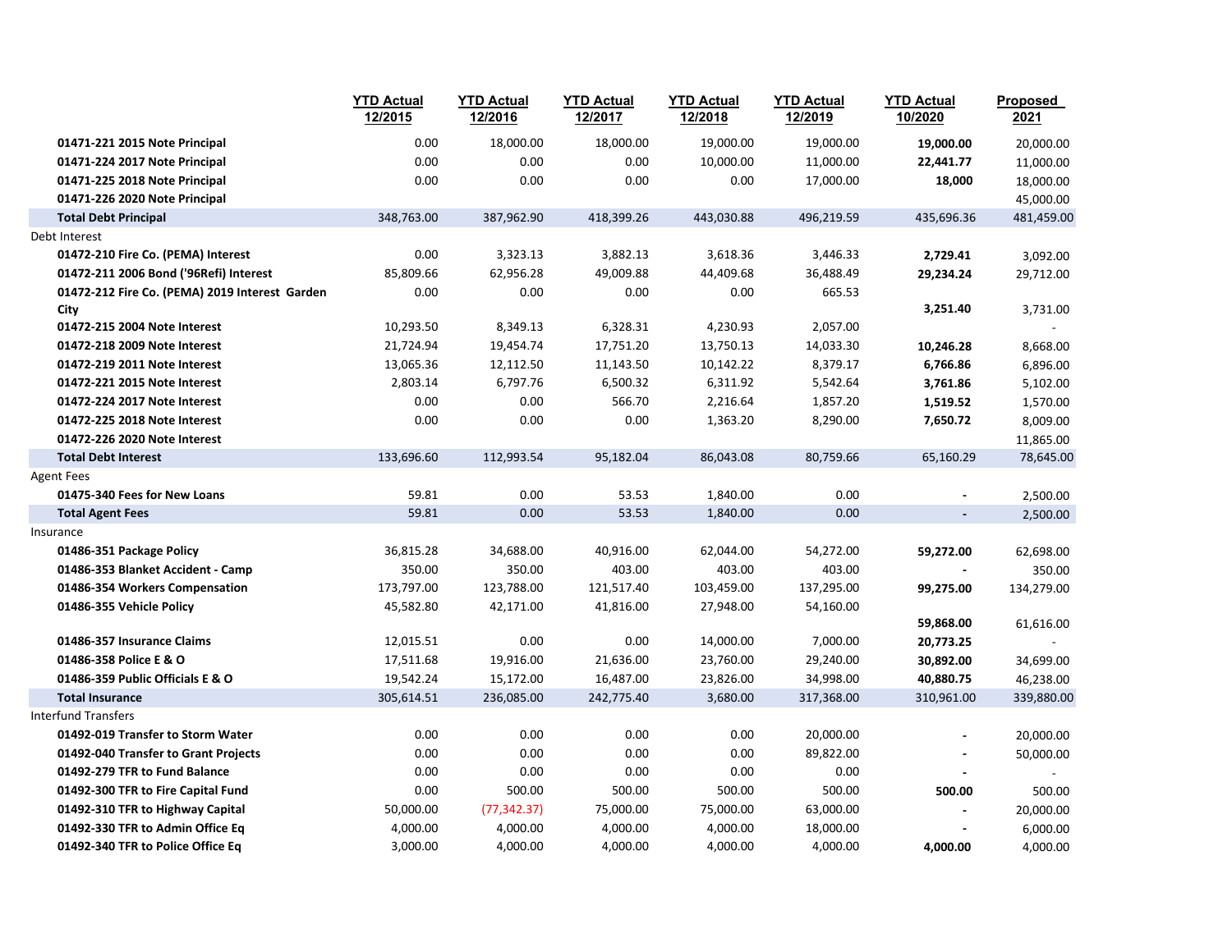| | YTD Actual 12/2015 | YTD Actual 12/2016 | YTD Actual 12/2017 | YTD Actual 12/2018 | YTD Actual 12/2019 | YTD Actual 10/2020 | Proposed 2021 |
|---|---|---|---|---|---|---|---|
| **01471-221 2015 Note Principal** | 0.00 | 18,000.00 | 18,000.00 | 19,000.00 | 19,000.00 | **19,000.00** | 20,000.00 |
| **01471-224 2017 Note Principal** | 0.00 | 0.00 | 0.00 | 10,000.00 | 11,000.00 | **22,441.77** | 11,000.00 |
| **01471-225 2018 Note Principal** | 0.00 | 0.00 | 0.00 | 0.00 | 17,000.00 | **18,000** | 18,000.00 |
| **01471-226 2020 Note Principal** | | | | | | | 45,000.00 |
| **Total Debt Principal** | 348,763.00 | 387,962.90 | 418,399.26 | 443,030.88 | 496,219.59 | 435,696.36 | 481,459.00 |
| Debt Interest | | | | | | | |
| **01472-210 Fire Co. (PEMA) Interest** | 0.00 | 3,323.13 | 3,882.13 | 3,618.36 | 3,446.33 | **2,729.41** | 3,092.00 |
| **01472-211 2006 Bond ('96Refi) Interest** | 85,809.66 | 62,956.28 | 49,009.88 | 44,409.68 | 36,488.49 | **29,234.24** | 29,712.00 |
| **01472-212 Fire Co. (PEMA) 2019 Interest Garden City** | 0.00 | 0.00 | 0.00 | 0.00 | 665.53 | **3,251.40** | 3,731.00 |
| **01472-215 2004 Note Interest** | 10,293.50 | 8,349.13 | 6,328.31 | 4,230.93 | 2,057.00 | | - |
| **01472-218 2009 Note Interest** | 21,724.94 | 19,454.74 | 17,751.20 | 13,750.13 | 14,033.30 | **10,246.28** | 8,668.00 |
| **01472-219 2011 Note Interest** | 13,065.36 | 12,112.50 | 11,143.50 | 10,142.22 | 8,379.17 | **6,766.86** | 6,896.00 |
| **01472-221 2015 Note Interest** | 2,803.14 | 6,797.76 | 6,500.32 | 6,311.92 | 5,542.64 | **3,761.86** | 5,102.00 |
| **01472-224 2017 Note Interest** | 0.00 | 0.00 | 566.70 | 2,216.64 | 1,857.20 | **1,519.52** | 1,570.00 |
| **01472-225 2018 Note Interest** | 0.00 | 0.00 | 0.00 | 1,363.20 | 8,290.00 | **7,650.72** | 8,009.00 |
| **01472-226 2020 Note Interest** | | | | | | | 11,865.00 |
| **Total Debt Interest** | 133,696.60 | 112,993.54 | 95,182.04 | 86,043.08 | 80,759.66 | 65,160.29 | 78,645.00 |
| Agent Fees | | | | | | | |
| **01475-340 Fees for New Loans** | 59.81 | 0.00 | 53.53 | 1,840.00 | 0.00 | - | 2,500.00 |
| **Total Agent Fees** | 59.81 | 0.00 | 53.53 | 1,840.00 | 0.00 | - | 2,500.00 |
| Insurance | | | | | | | |
| **01486-351 Package Policy** | 36,815.28 | 34,688.00 | 40,916.00 | 62,044.00 | 54,272.00 | **59,272.00** | 62,698.00 |
| **01486-353 Blanket Accident - Camp** | 350.00 | 350.00 | 403.00 | 403.00 | 403.00 | - | 350.00 |
| **01486-354 Workers Compensation** | 173,797.00 | 123,788.00 | 121,517.40 | 103,459.00 | 137,295.00 | **99,275.00** | 134,279.00 |
| **01486-355 Vehicle Policy** | 45,582.80 | 42,171.00 | 41,816.00 | 27,948.00 | 54,160.00 | **59,868.00** | 61,616.00 |
| **01486-357 Insurance Claims** | 12,015.51 | 0.00 | 0.00 | 14,000.00 | 7,000.00 | **20,773.25** | - |
| **01486-358 Police E & O** | 17,511.68 | 19,916.00 | 21,636.00 | 23,760.00 | 29,240.00 | **30,892.00** | 34,699.00 |
| **01486-359 Public Officials E & O** | 19,542.24 | 15,172.00 | 16,487.00 | 23,826.00 | 34,998.00 | **40,880.75** | 46,238.00 |
| **Total Insurance** | 305,614.51 | 236,085.00 | 242,775.40 | 3,680.00 | 317,368.00 | 310,961.00 | 339,880.00 |
| Interfund Transfers | | | | | | | |
| **01492-019 Transfer to Storm Water** | 0.00 | 0.00 | 0.00 | 0.00 | 20,000.00 | - | 20,000.00 |
| **01492-040 Transfer to Grant Projects** | 0.00 | 0.00 | 0.00 | 0.00 | 89,822.00 | - | 50,000.00 |
| **01492-279 TFR to Fund Balance** | 0.00 | 0.00 | 0.00 | 0.00 | 0.00 | - | - |
| **01492-300 TFR to Fire Capital Fund** | 0.00 | 500.00 | 500.00 | 500.00 | 500.00 | **500.00** | 500.00 |
| **01492-310 TFR to Highway Capital** | 50,000.00 | (77,342.37) | 75,000.00 | 75,000.00 | 63,000.00 | - | 20,000.00 |
| **01492-330 TFR to Admin Office Eq** | 4,000.00 | 4,000.00 | 4,000.00 | 4,000.00 | 18,000.00 | - | 6,000.00 |
| **01492-340 TFR to Police Office Eq** | 3,000.00 | 4,000.00 | 4,000.00 | 4,000.00 | 4,000.00 | **4,000.00** | 4,000.00 |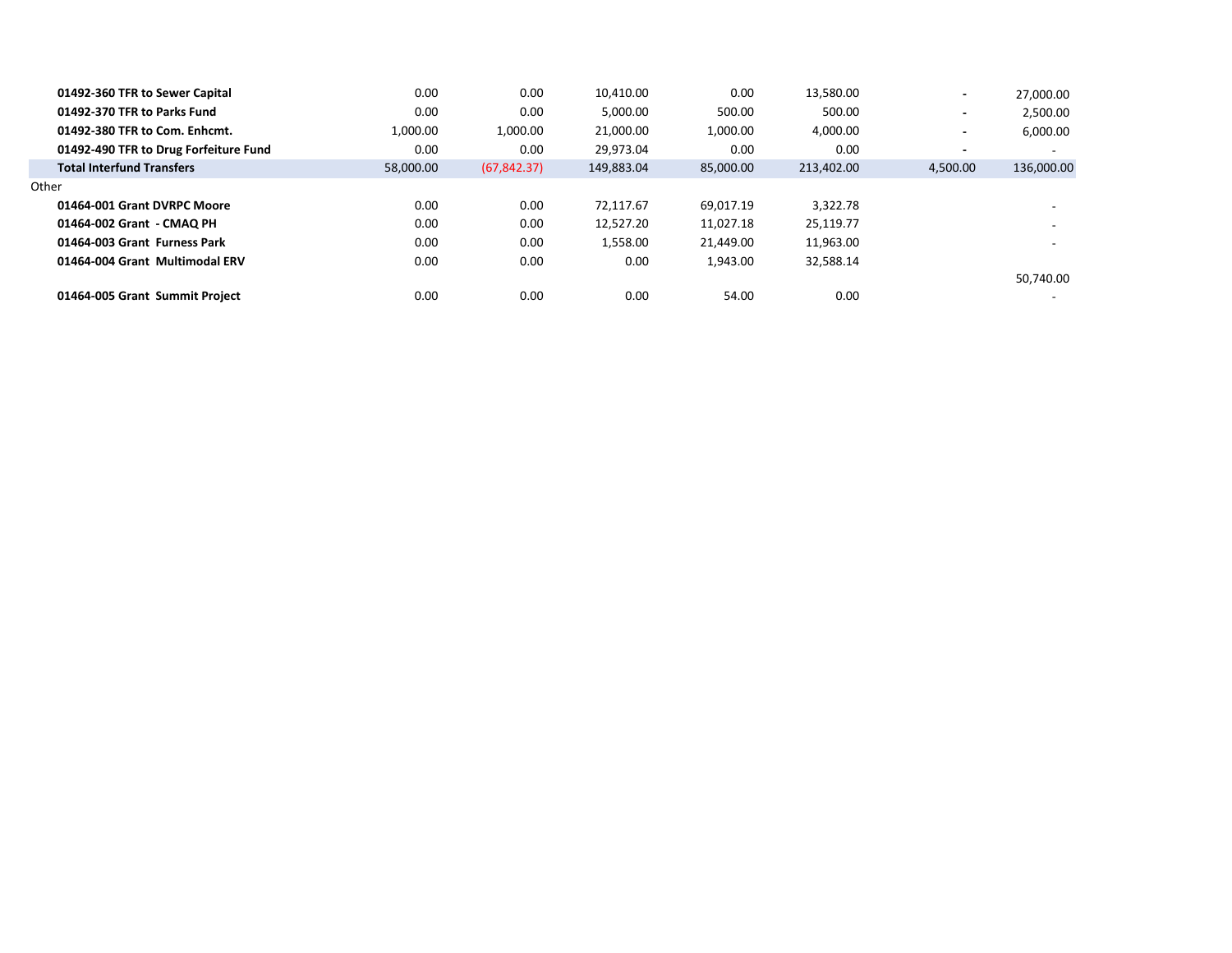| | | | | | | | |
|---|---|---|---|---|---|---|---|
| **01492-360 TFR to Sewer Capital** | 0.00 | 0.00 | 10,410.00 | 0.00 | 13,580.00 | - | 27,000.00 |
| **01492-370 TFR to Parks Fund** | 0.00 | 0.00 | 5,000.00 | 500.00 | 500.00 | - | 2,500.00 |
| **01492-380 TFR to Com. Enhcmt.** | 1,000.00 | 1,000.00 | 21,000.00 | 1,000.00 | 4,000.00 | - | 6,000.00 |
| **01492-490 TFR to Drug Forfeiture Fund** | 0.00 | 0.00 | 29,973.04 | 0.00 | 0.00 | - | - |
| **Total Interfund Transfers** | 58,000.00 | (67,842.37) | 149,883.04 | 85,000.00 | 213,402.00 | 4,500.00 | 136,000.00 |
| Other | | | | | | | |
| **01464-001 Grant DVRPC Moore** | 0.00 | 0.00 | 72,117.67 | 69,017.19 | 3,322.78 | | - |
| **01464-002 Grant - CMAQ PH** | 0.00 | 0.00 | 12,527.20 | 11,027.18 | 25,119.77 | | - |
| **01464-003 Grant Furness Park** | 0.00 | 0.00 | 1,558.00 | 21,449.00 | 11,963.00 | | - |
| **01464-004 Grant Multimodal ERV** | 0.00 | 0.00 | 0.00 | 1,943.00 | 32,588.14 | | 50,740.00 |
| **01464-005 Grant Summit Project** | 0.00 | 0.00 | 0.00 | 54.00 | 0.00 | | - |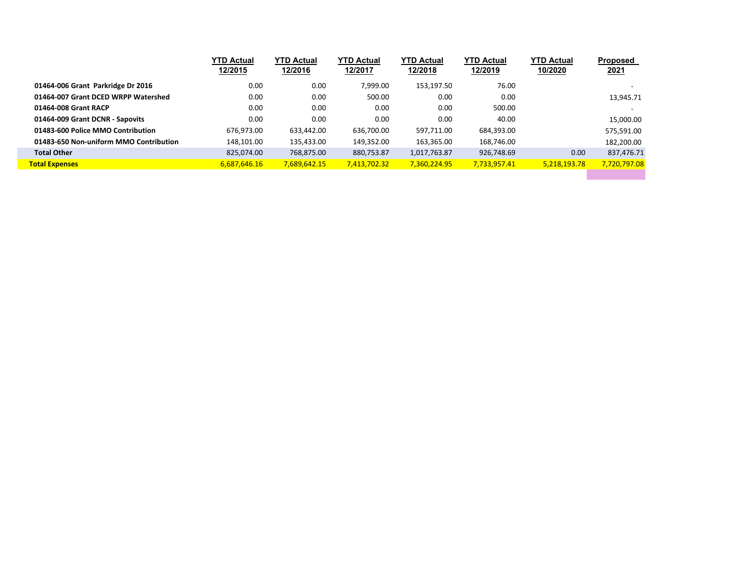| | YTD Actual 12/2015 | YTD Actual 12/2016 | YTD Actual 12/2017 | YTD Actual 12/2018 | YTD Actual 12/2019 | YTD Actual 10/2020 | Proposed 2021 |
|---|---|---|---|---|---|---|---|
| **01464-006 Grant Parkridge Dr 2016** | 0.00 | 0.00 | 7,999.00 | 153,197.50 | 76.00 | | - |
| **01464-007 Grant DCED WRPP Watershed** | 0.00 | 0.00 | 500.00 | 0.00 | 0.00 | | 13,945.71 |
| **01464-008 Grant RACP** | 0.00 | 0.00 | 0.00 | 0.00 | 500.00 | | - |
| **01464-009 Grant DCNR - Sapovits** | 0.00 | 0.00 | 0.00 | 0.00 | 40.00 | | 15,000.00 |
| **01483-600 Police MMO Contribution** | 676,973.00 | 633,442.00 | 636,700.00 | 597,711.00 | 684,393.00 | | 575,591.00 |
| **01483-650 Non-uniform MMO Contribution** | 148,101.00 | 135,433.00 | 149,352.00 | 163,365.00 | 168,746.00 | | 182,200.00 |
| **Total Other** | 825,074.00 | 768,875.00 | 880,753.87 | 1,017,763.87 | 926,748.69 | 0.00 | 837,476.71 |
| **Total Expenses** | 6,687,646.16 | 7,689,642.15 | 7,413,702.32 | 7,360,224.95 | 7,733,957.41 | 5,218,193.78 | 7,720,797.08 |